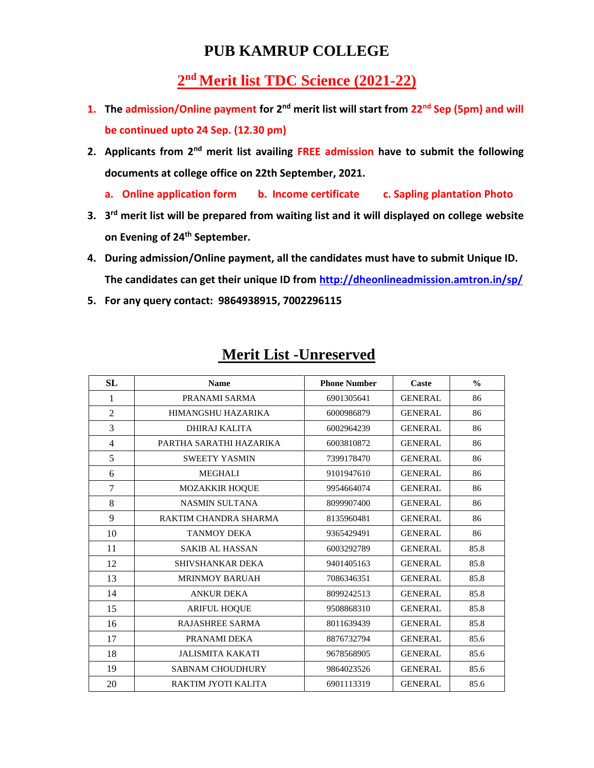# PUB KAMRUP COLLEGE

## 2nd Merit list TDC Science (2021-22)

1. **The admission/Online payment for 2nd merit list will start from 22nd Sep (5pm) and will be continued upto 24 Sep. (12.30 pm)**
2. **Applicants from 2nd merit list availing FREE admission have to submit the following documents at college office on 22th September, 2021.**
   - **a. Online application form**
   - **b. Income certificate**
   - **c. Sapling plantation Photo**
3. **3rd merit list will be prepared from waiting list and it will displayed on college website on Evening of 24th September.**
4. **During admission/Online payment, all the candidates must have to submit Unique ID. The candidates can get their unique ID from http://dheonlineadmission.amtron.in/sp/**
5. **For any query contact: 9864938915, 7002296115**

## Merit List -Unreserved

| SL | Name | Phone Number | Caste | % |
|---|---|---|---|---|
| 1 | PRANAMI SARMA | 6901305641 | GENERAL | 86 |
| 2 | HIMANGSHU HAZARIKA | 6000986879 | GENERAL | 86 |
| 3 | DHIRAJ KALITA | 6002964239 | GENERAL | 86 |
| 4 | PARTHA SARATHI HAZARIKA | 6003810872 | GENERAL | 86 |
| 5 | SWEETY YASMIN | 7399178470 | GENERAL | 86 |
| 6 | MEGHALI | 9101947610 | GENERAL | 86 |
| 7 | MOZAKKIR HOQUE | 9954664074 | GENERAL | 86 |
| 8 | NASMIN SULTANA | 8099907400 | GENERAL | 86 |
| 9 | RAKTIM CHANDRA SHARMA | 8135960481 | GENERAL | 86 |
| 10 | TANMOY DEKA | 9365429491 | GENERAL | 86 |
| 11 | SAKIB AL HASSAN | 6003292789 | GENERAL | 85.8 |
| 12 | SHIVSHANKAR DEKA | 9401405163 | GENERAL | 85.8 |
| 13 | MRINMOY BARUAH | 7086346351 | GENERAL | 85.8 |
| 14 | ANKUR DEKA | 8099242513 | GENERAL | 85.8 |
| 15 | ARIFUL HOQUE | 9508868310 | GENERAL | 85.8 |
| 16 | RAJASHREE SARMA | 8011639439 | GENERAL | 85.8 |
| 17 | PRANAMI DEKA | 8876732794 | GENERAL | 85.6 |
| 18 | JALISMITA KAKATI | 9678568905 | GENERAL | 85.6 |
| 19 | SABNAM CHOUDHURY | 9864023526 | GENERAL | 85.6 |
| 20 | RAKTIM JYOTI KALITA | 6901113319 | GENERAL | 85.6 |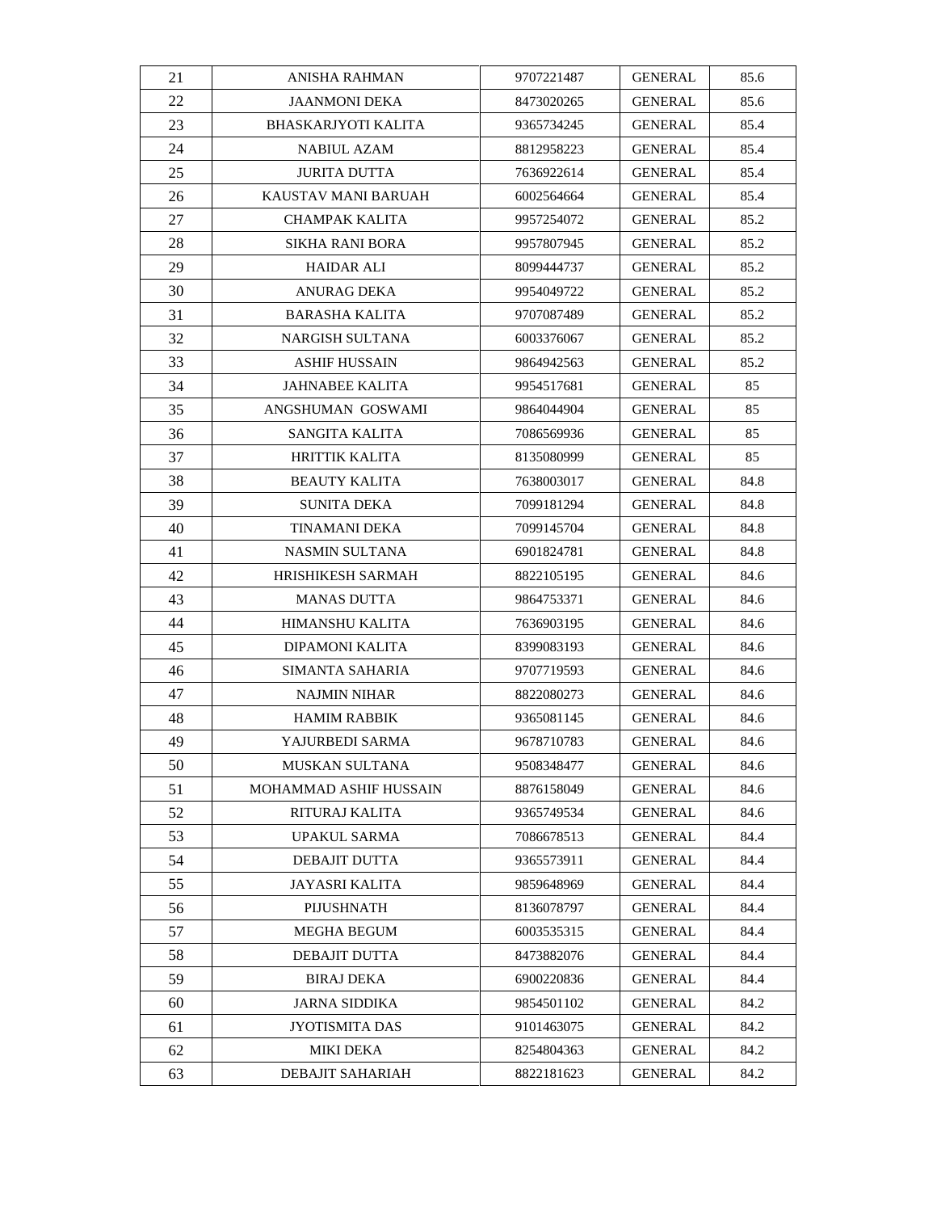| 21 | ANISHA RAHMAN | 9707221487 | GENERAL | 85.6 |
|---|---|---|---|---|
| 22 | JAANMONI DEKA | 8473020265 | GENERAL | 85.6 |
| 23 | BHASKARJYOTI KALITA | 9365734245 | GENERAL | 85.4 |
| 24 | NABIUL AZAM | 8812958223 | GENERAL | 85.4 |
| 25 | JURITA DUTTA | 7636922614 | GENERAL | 85.4 |
| 26 | KAUSTAV MANI BARUAH | 6002564664 | GENERAL | 85.4 |
| 27 | CHAMPAK KALITA | 9957254072 | GENERAL | 85.2 |
| 28 | SIKHA RANI BORA | 9957807945 | GENERAL | 85.2 |
| 29 | HAIDAR ALI | 8099444737 | GENERAL | 85.2 |
| 30 | ANURAG DEKA | 9954049722 | GENERAL | 85.2 |
| 31 | BARASHA KALITA | 9707087489 | GENERAL | 85.2 |
| 32 | NARGISH SULTANA | 6003376067 | GENERAL | 85.2 |
| 33 | ASHIF HUSSAIN | 9864942563 | GENERAL | 85.2 |
| 34 | JAHNABEE KALITA | 9954517681 | GENERAL | 85 |
| 35 | ANGSHUMAN GOSWAMI | 9864044904 | GENERAL | 85 |
| 36 | SANGITA KALITA | 7086569936 | GENERAL | 85 |
| 37 | HRITTIK KALITA | 8135080999 | GENERAL | 85 |
| 38 | BEAUTY KALITA | 7638003017 | GENERAL | 84.8 |
| 39 | SUNITA DEKA | 7099181294 | GENERAL | 84.8 |
| 40 | TINAMANI DEKA | 7099145704 | GENERAL | 84.8 |
| 41 | NASMIN SULTANA | 6901824781 | GENERAL | 84.8 |
| 42 | HRISHIKESH SARMAH | 8822105195 | GENERAL | 84.6 |
| 43 | MANAS DUTTA | 9864753371 | GENERAL | 84.6 |
| 44 | HIMANSHU KALITA | 7636903195 | GENERAL | 84.6 |
| 45 | DIPAMONI KALITA | 8399083193 | GENERAL | 84.6 |
| 46 | SIMANTA SAHARIA | 9707719593 | GENERAL | 84.6 |
| 47 | NAJMIN NIHAR | 8822080273 | GENERAL | 84.6 |
| 48 | HAMIM RABBIK | 9365081145 | GENERAL | 84.6 |
| 49 | YAJURBEDI SARMA | 9678710783 | GENERAL | 84.6 |
| 50 | MUSKAN SULTANA | 9508348477 | GENERAL | 84.6 |
| 51 | MOHAMMAD ASHIF HUSSAIN | 8876158049 | GENERAL | 84.6 |
| 52 | RITURAJ KALITA | 9365749534 | GENERAL | 84.6 |
| 53 | UPAKUL SARMA | 7086678513 | GENERAL | 84.4 |
| 54 | DEBAJIT DUTTA | 9365573911 | GENERAL | 84.4 |
| 55 | JAYASRI KALITA | 9859648969 | GENERAL | 84.4 |
| 56 | PIJUSHNATH | 8136078797 | GENERAL | 84.4 |
| 57 | MEGHA BEGUM | 6003535315 | GENERAL | 84.4 |
| 58 | DEBAJIT DUTTA | 8473882076 | GENERAL | 84.4 |
| 59 | BIRAJ DEKA | 6900220836 | GENERAL | 84.4 |
| 60 | JARNA SIDDIKA | 9854501102 | GENERAL | 84.2 |
| 61 | JYOTISMITA DAS | 9101463075 | GENERAL | 84.2 |
| 62 | MIKI DEKA | 8254804363 | GENERAL | 84.2 |
| 63 | DEBAJIT SAHARIAH | 8822181623 | GENERAL | 84.2 |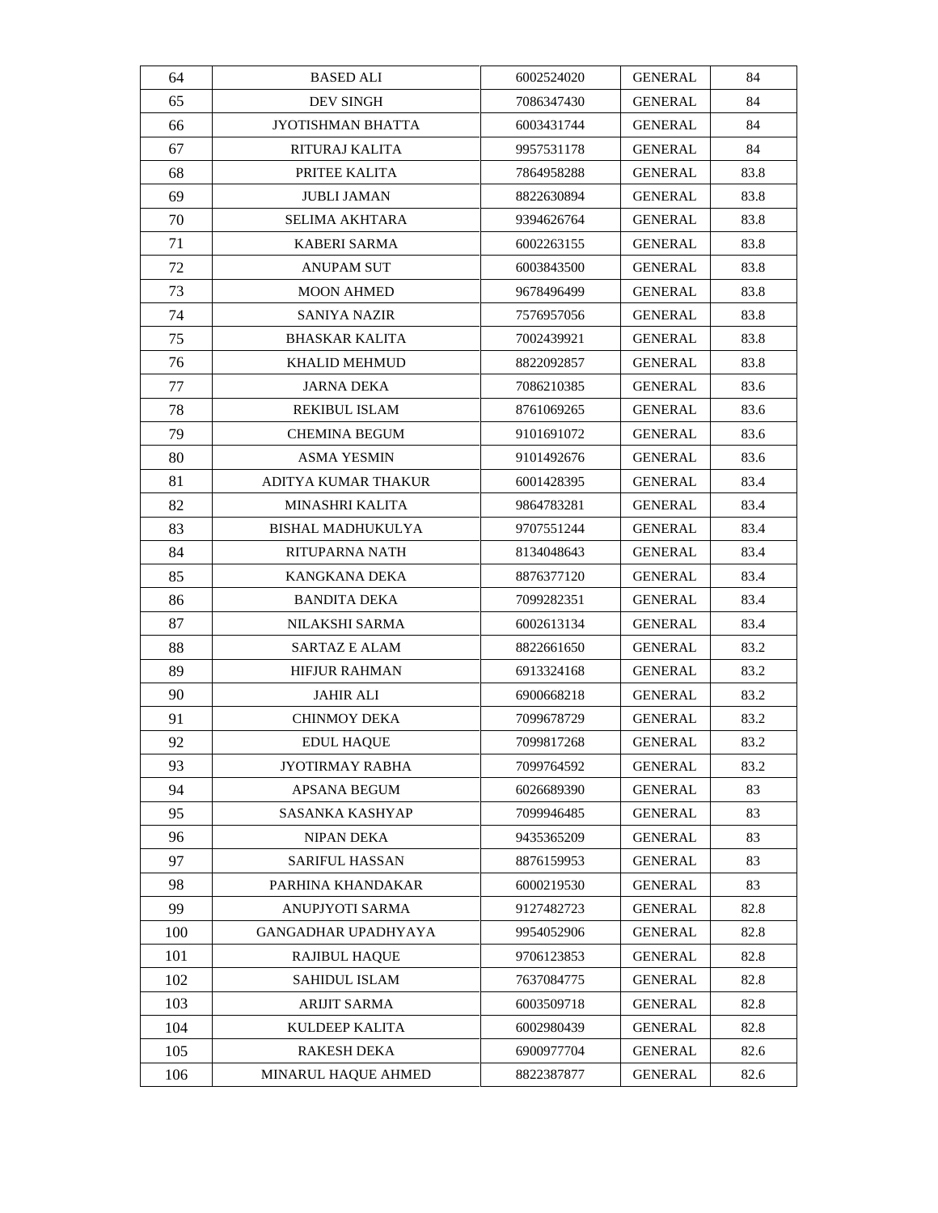| 64 | BASED ALI | 6002524020 | GENERAL | 84 |
|---|---|---|---|---|
| 65 | DEV SINGH | 7086347430 | GENERAL | 84 |
| 66 | JYOTISHMAN BHATTA | 6003431744 | GENERAL | 84 |
| 67 | RITURAJ KALITA | 9957531178 | GENERAL | 84 |
| 68 | PRITEE KALITA | 7864958288 | GENERAL | 83.8 |
| 69 | JUBLI JAMAN | 8822630894 | GENERAL | 83.8 |
| 70 | SELIMA AKHTARA | 9394626764 | GENERAL | 83.8 |
| 71 | KABERI SARMA | 6002263155 | GENERAL | 83.8 |
| 72 | ANUPAM SUT | 6003843500 | GENERAL | 83.8 |
| 73 | MOON AHMED | 9678496499 | GENERAL | 83.8 |
| 74 | SANIYA NAZIR | 7576957056 | GENERAL | 83.8 |
| 75 | BHASKAR KALITA | 7002439921 | GENERAL | 83.8 |
| 76 | KHALID MEHMUD | 8822092857 | GENERAL | 83.8 |
| 77 | JARNA DEKA | 7086210385 | GENERAL | 83.6 |
| 78 | REKIBUL ISLAM | 8761069265 | GENERAL | 83.6 |
| 79 | CHEMINA BEGUM | 9101691072 | GENERAL | 83.6 |
| 80 | ASMA YESMIN | 9101492676 | GENERAL | 83.6 |
| 81 | ADITYA KUMAR THAKUR | 6001428395 | GENERAL | 83.4 |
| 82 | MINASHRI KALITA | 9864783281 | GENERAL | 83.4 |
| 83 | BISHAL MADHUKULYA | 9707551244 | GENERAL | 83.4 |
| 84 | RITUPARNA NATH | 8134048643 | GENERAL | 83.4 |
| 85 | KANGKANA DEKA | 8876377120 | GENERAL | 83.4 |
| 86 | BANDITA DEKA | 7099282351 | GENERAL | 83.4 |
| 87 | NILAKSHI SARMA | 6002613134 | GENERAL | 83.4 |
| 88 | SARTAZ E ALAM | 8822661650 | GENERAL | 83.2 |
| 89 | HIFJUR RAHMAN | 6913324168 | GENERAL | 83.2 |
| 90 | JAHIR ALI | 6900668218 | GENERAL | 83.2 |
| 91 | CHINMOY DEKA | 7099678729 | GENERAL | 83.2 |
| 92 | EDUL HAQUE | 7099817268 | GENERAL | 83.2 |
| 93 | JYOTIRMAY RABHA | 7099764592 | GENERAL | 83.2 |
| 94 | APSANA BEGUM | 6026689390 | GENERAL | 83 |
| 95 | SASANKA KASHYAP | 7099946485 | GENERAL | 83 |
| 96 | NIPAN DEKA | 9435365209 | GENERAL | 83 |
| 97 | SARIFUL HASSAN | 8876159953 | GENERAL | 83 |
| 98 | PARHINA KHANDAKAR | 6000219530 | GENERAL | 83 |
| 99 | ANUPJYOTI SARMA | 9127482723 | GENERAL | 82.8 |
| 100 | GANGADHAR UPADHYAYA | 9954052906 | GENERAL | 82.8 |
| 101 | RAJIBUL HAQUE | 9706123853 | GENERAL | 82.8 |
| 102 | SAHIDUL ISLAM | 7637084775 | GENERAL | 82.8 |
| 103 | ARIJIT SARMA | 6003509718 | GENERAL | 82.8 |
| 104 | KULDEEP KALITA | 6002980439 | GENERAL | 82.8 |
| 105 | RAKESH DEKA | 6900977704 | GENERAL | 82.6 |
| 106 | MINARUL HAQUE AHMED | 8822387877 | GENERAL | 82.6 |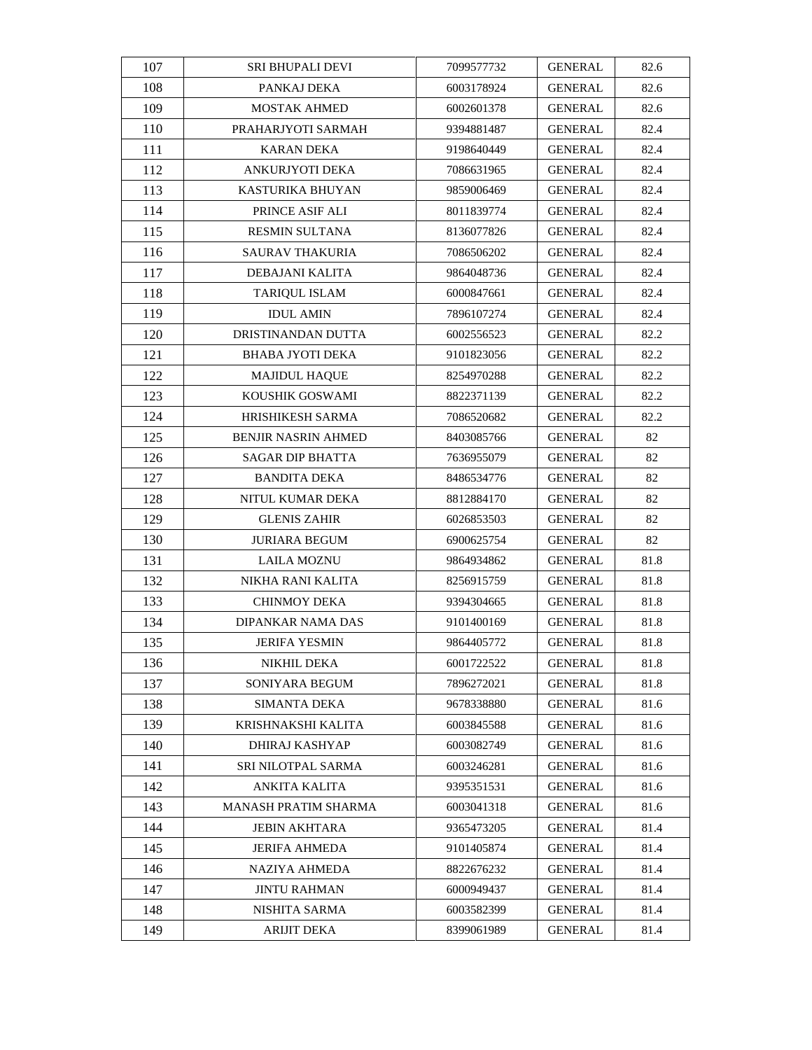| 107 | SRI BHUPALI DEVI | 7099577732 | GENERAL | 82.6 |
|---|---|---|---|---|
| 108 | PANKAJ DEKA | 6003178924 | GENERAL | 82.6 |
| 109 | MOSTAK AHMED | 6002601378 | GENERAL | 82.6 |
| 110 | PRAHARJYOTI SARMAH | 9394881487 | GENERAL | 82.4 |
| 111 | KARAN DEKA | 9198640449 | GENERAL | 82.4 |
| 112 | ANKURJYOTI DEKA | 7086631965 | GENERAL | 82.4 |
| 113 | KASTURIKA BHUYAN | 9859006469 | GENERAL | 82.4 |
| 114 | PRINCE ASIF ALI | 8011839774 | GENERAL | 82.4 |
| 115 | RESMIN SULTANA | 8136077826 | GENERAL | 82.4 |
| 116 | SAURAV THAKURIA | 7086506202 | GENERAL | 82.4 |
| 117 | DEBAJANI KALITA | 9864048736 | GENERAL | 82.4 |
| 118 | TARIQUL ISLAM | 6000847661 | GENERAL | 82.4 |
| 119 | IDUL AMIN | 7896107274 | GENERAL | 82.4 |
| 120 | DRISTINANDAN DUTTA | 6002556523 | GENERAL | 82.2 |
| 121 | BHABA JYOTI DEKA | 9101823056 | GENERAL | 82.2 |
| 122 | MAJIDUL HAQUE | 8254970288 | GENERAL | 82.2 |
| 123 | KOUSHIK GOSWAMI | 8822371139 | GENERAL | 82.2 |
| 124 | HRISHIKESH SARMA | 7086520682 | GENERAL | 82.2 |
| 125 | BENJIR NASRIN AHMED | 8403085766 | GENERAL | 82 |
| 126 | SAGAR DIP BHATTA | 7636955079 | GENERAL | 82 |
| 127 | BANDITA DEKA | 8486534776 | GENERAL | 82 |
| 128 | NITUL KUMAR DEKA | 8812884170 | GENERAL | 82 |
| 129 | GLENIS ZAHIR | 6026853503 | GENERAL | 82 |
| 130 | JURIARA BEGUM | 6900625754 | GENERAL | 82 |
| 131 | LAILA MOZNU | 9864934862 | GENERAL | 81.8 |
| 132 | NIKHA RANI KALITA | 8256915759 | GENERAL | 81.8 |
| 133 | CHINMOY DEKA | 9394304665 | GENERAL | 81.8 |
| 134 | DIPANKAR NAMA DAS | 9101400169 | GENERAL | 81.8 |
| 135 | JERIFA YESMIN | 9864405772 | GENERAL | 81.8 |
| 136 | NIKHIL DEKA | 6001722522 | GENERAL | 81.8 |
| 137 | SONIYARA BEGUM | 7896272021 | GENERAL | 81.8 |
| 138 | SIMANTA DEKA | 9678338880 | GENERAL | 81.6 |
| 139 | KRISHNAKSHI KALITA | 6003845588 | GENERAL | 81.6 |
| 140 | DHIRAJ KASHYAP | 6003082749 | GENERAL | 81.6 |
| 141 | SRI NILOTPAL SARMA | 6003246281 | GENERAL | 81.6 |
| 142 | ANKITA KALITA | 9395351531 | GENERAL | 81.6 |
| 143 | MANASH PRATIM SHARMA | 6003041318 | GENERAL | 81.6 |
| 144 | JEBIN AKHTARA | 9365473205 | GENERAL | 81.4 |
| 145 | JERIFA AHMEDA | 9101405874 | GENERAL | 81.4 |
| 146 | NAZIYA AHMEDA | 8822676232 | GENERAL | 81.4 |
| 147 | JINTU RAHMAN | 6000949437 | GENERAL | 81.4 |
| 148 | NISHITA SARMA | 6003582399 | GENERAL | 81.4 |
| 149 | ARIJIT DEKA | 8399061989 | GENERAL | 81.4 |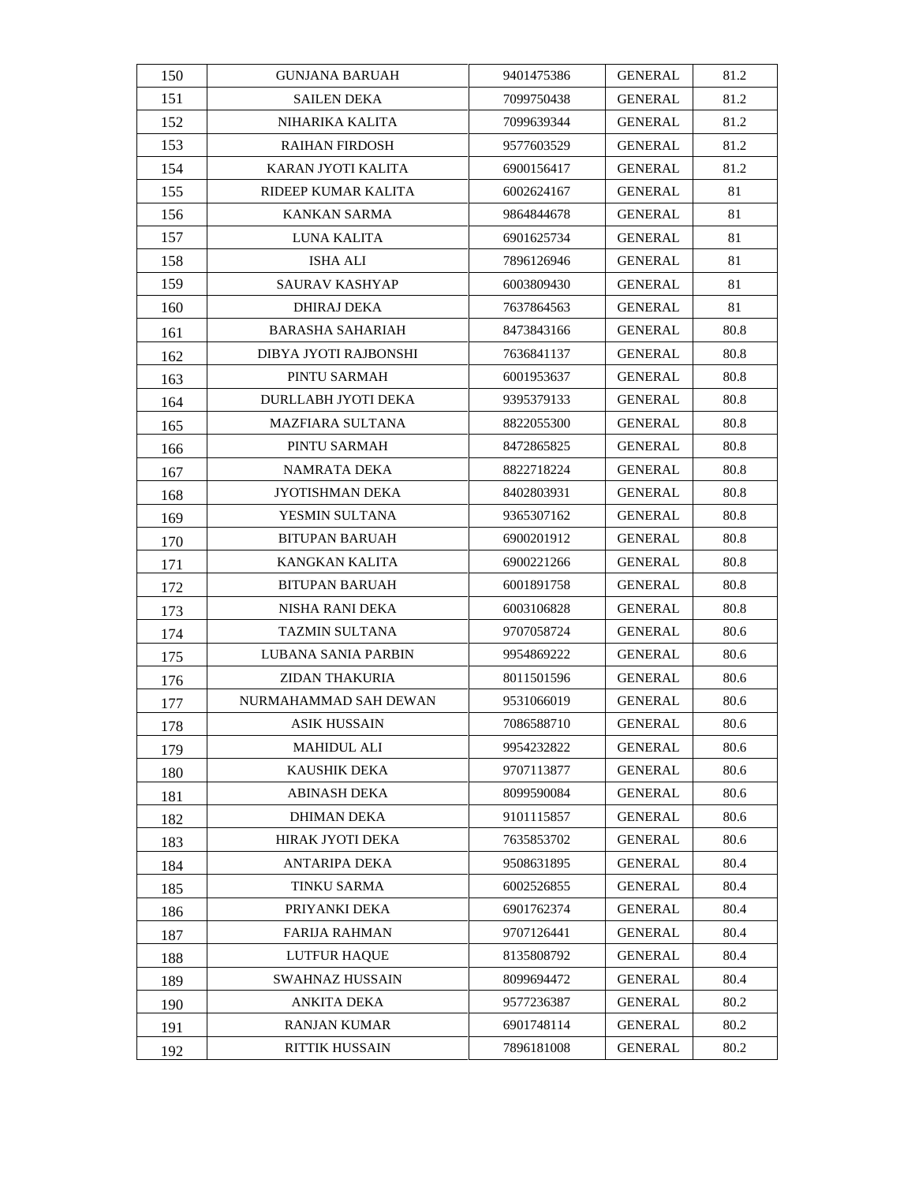| 150 | GUNJANA BARUAH | 9401475386 | GENERAL | 81.2 |
|---|---|---|---|---|
| 151 | SAILEN DEKA | 7099750438 | GENERAL | 81.2 |
| 152 | NIHARIKA KALITA | 7099639344 | GENERAL | 81.2 |
| 153 | RAIHAN FIRDOSH | 9577603529 | GENERAL | 81.2 |
| 154 | KARAN JYOTI KALITA | 6900156417 | GENERAL | 81.2 |
| 155 | RIDEEP KUMAR KALITA | 6002624167 | GENERAL | 81 |
| 156 | KANKAN SARMA | 9864844678 | GENERAL | 81 |
| 157 | LUNA KALITA | 6901625734 | GENERAL | 81 |
| 158 | ISHA ALI | 7896126946 | GENERAL | 81 |
| 159 | SAURAV KASHYAP | 6003809430 | GENERAL | 81 |
| 160 | DHIRAJ DEKA | 7637864563 | GENERAL | 81 |
| 161 | BARASHA SAHARIAH | 8473843166 | GENERAL | 80.8 |
| 162 | DIBYA JYOTI RAJBONSHI | 7636841137 | GENERAL | 80.8 |
| 163 | PINTU SARMAH | 6001953637 | GENERAL | 80.8 |
| 164 | DURLLABH JYOTI DEKA | 9395379133 | GENERAL | 80.8 |
| 165 | MAZFIARA SULTANA | 8822055300 | GENERAL | 80.8 |
| 166 | PINTU SARMAH | 8472865825 | GENERAL | 80.8 |
| 167 | NAMRATA DEKA | 8822718224 | GENERAL | 80.8 |
| 168 | JYOTISHMAN DEKA | 8402803931 | GENERAL | 80.8 |
| 169 | YESMIN SULTANA | 9365307162 | GENERAL | 80.8 |
| 170 | BITUPAN BARUAH | 6900201912 | GENERAL | 80.8 |
| 171 | KANGKAN KALITA | 6900221266 | GENERAL | 80.8 |
| 172 | BITUPAN BARUAH | 6001891758 | GENERAL | 80.8 |
| 173 | NISHA RANI DEKA | 6003106828 | GENERAL | 80.8 |
| 174 | TAZMIN SULTANA | 9707058724 | GENERAL | 80.6 |
| 175 | LUBANA SANIA PARBIN | 9954869222 | GENERAL | 80.6 |
| 176 | ZIDAN THAKURIA | 8011501596 | GENERAL | 80.6 |
| 177 | NURMAHAMMAD SAH DEWAN | 9531066019 | GENERAL | 80.6 |
| 178 | ASIK HUSSAIN | 7086588710 | GENERAL | 80.6 |
| 179 | MAHIDUL ALI | 9954232822 | GENERAL | 80.6 |
| 180 | KAUSHIK DEKA | 9707113877 | GENERAL | 80.6 |
| 181 | ABINASH DEKA | 8099590084 | GENERAL | 80.6 |
| 182 | DHIMAN DEKA | 9101115857 | GENERAL | 80.6 |
| 183 | HIRAK JYOTI DEKA | 7635853702 | GENERAL | 80.6 |
| 184 | ANTARIPA DEKA | 9508631895 | GENERAL | 80.4 |
| 185 | TINKU SARMA | 6002526855 | GENERAL | 80.4 |
| 186 | PRIYANKI DEKA | 6901762374 | GENERAL | 80.4 |
| 187 | FARIJA RAHMAN | 9707126441 | GENERAL | 80.4 |
| 188 | LUTFUR HAQUE | 8135808792 | GENERAL | 80.4 |
| 189 | SWAHNAZ HUSSAIN | 8099694472 | GENERAL | 80.4 |
| 190 | ANKITA DEKA | 9577236387 | GENERAL | 80.2 |
| 191 | RANJAN KUMAR | 6901748114 | GENERAL | 80.2 |
| 192 | RITTIK HUSSAIN | 7896181008 | GENERAL | 80.2 |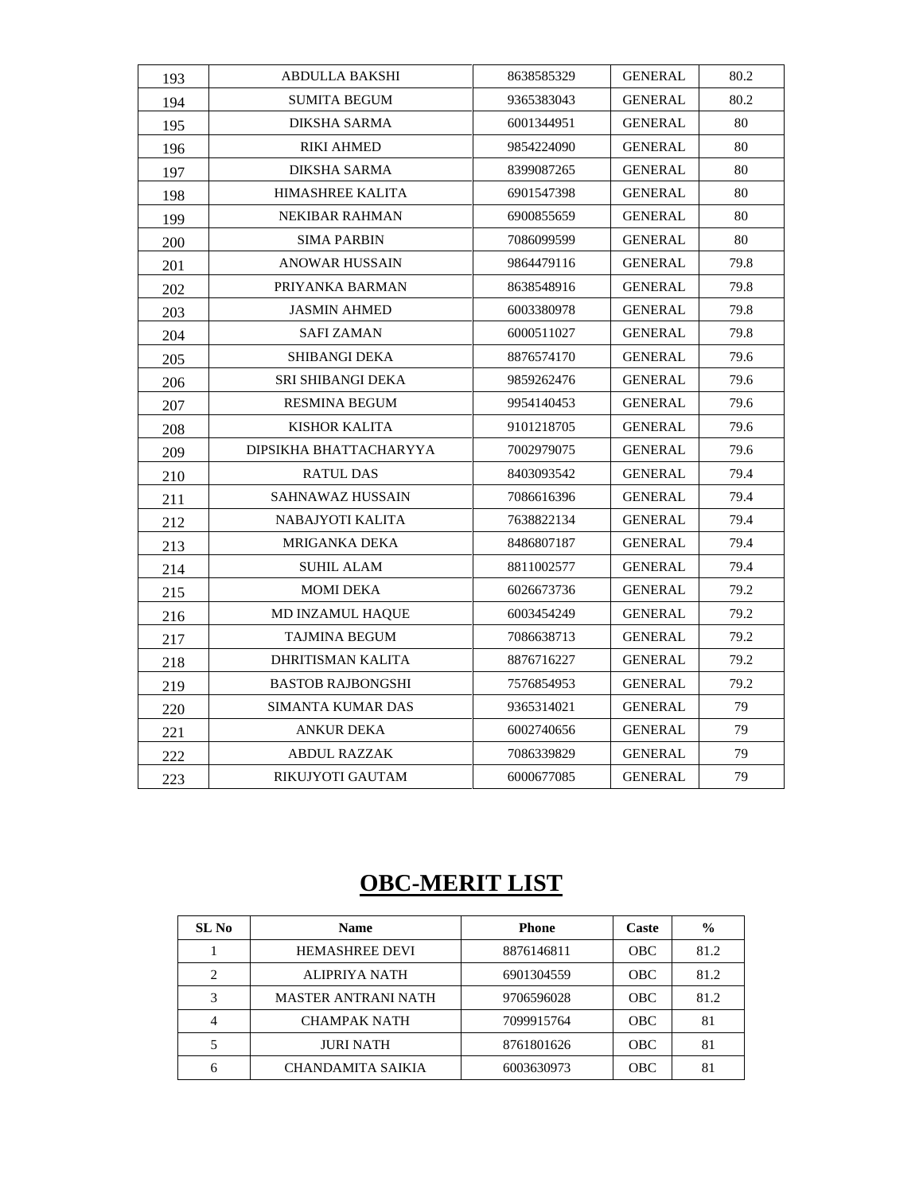| | | | | |
|---|---|---|---|---|
| 193 | ABDULLA BAKSHI | 8638585329 | GENERAL | 80.2 |
| 194 | SUMITA BEGUM | 9365383043 | GENERAL | 80.2 |
| 195 | DIKSHA SARMA | 6001344951 | GENERAL | 80 |
| 196 | RIKI AHMED | 9854224090 | GENERAL | 80 |
| 197 | DIKSHA SARMA | 8399087265 | GENERAL | 80 |
| 198 | HIMASHREE KALITA | 6901547398 | GENERAL | 80 |
| 199 | NEKIBAR RAHMAN | 6900855659 | GENERAL | 80 |
| 200 | SIMA PARBIN | 7086099599 | GENERAL | 80 |
| 201 | ANOWAR HUSSAIN | 9864479116 | GENERAL | 79.8 |
| 202 | PRIYANKA BARMAN | 8638548916 | GENERAL | 79.8 |
| 203 | JASMIN AHMED | 6003380978 | GENERAL | 79.8 |
| 204 | SAFI ZAMAN | 6000511027 | GENERAL | 79.8 |
| 205 | SHIBANGI DEKA | 8876574170 | GENERAL | 79.6 |
| 206 | SRI SHIBANGI DEKA | 9859262476 | GENERAL | 79.6 |
| 207 | RESMINA BEGUM | 9954140453 | GENERAL | 79.6 |
| 208 | KISHOR KALITA | 9101218705 | GENERAL | 79.6 |
| 209 | DIPSIKHA BHATTACHARYYA | 7002979075 | GENERAL | 79.6 |
| 210 | RATUL DAS | 8403093542 | GENERAL | 79.4 |
| 211 | SAHNAWAZ HUSSAIN | 7086616396 | GENERAL | 79.4 |
| 212 | NABAJYOTI KALITA | 7638822134 | GENERAL | 79.4 |
| 213 | MRIGANKA DEKA | 8486807187 | GENERAL | 79.4 |
| 214 | SUHIL ALAM | 8811002577 | GENERAL | 79.4 |
| 215 | MOMI DEKA | 6026673736 | GENERAL | 79.2 |
| 216 | MD INZAMUL HAQUE | 6003454249 | GENERAL | 79.2 |
| 217 | TAJMINA BEGUM | 7086638713 | GENERAL | 79.2 |
| 218 | DHRITISMAN KALITA | 8876716227 | GENERAL | 79.2 |
| 219 | BASTOB RAJBONGSHI | 7576854953 | GENERAL | 79.2 |
| 220 | SIMANTA KUMAR DAS | 9365314021 | GENERAL | 79 |
| 221 | ANKUR DEKA | 6002740656 | GENERAL | 79 |
| 222 | ABDUL RAZZAK | 7086339829 | GENERAL | 79 |
| 223 | RIKUJYOTI GAUTAM | 6000677085 | GENERAL | 79 |

# OBC-MERIT LIST

| SL No | Name | Phone | Caste | % |
|---|---|---|---|---|
| 1 | HEMASHREE DEVI | 8876146811 | OBC | 81.2 |
| 2 | ALIPRIYA NATH | 6901304559 | OBC | 81.2 |
| 3 | MASTER ANTRANI NATH | 9706596028 | OBC | 81.2 |
| 4 | CHAMPAK NATH | 7099915764 | OBC | 81 |
| 5 | JURI NATH | 8761801626 | OBC | 81 |
| 6 | CHANDAMITA SAIKIA | 6003630973 | OBC | 81 |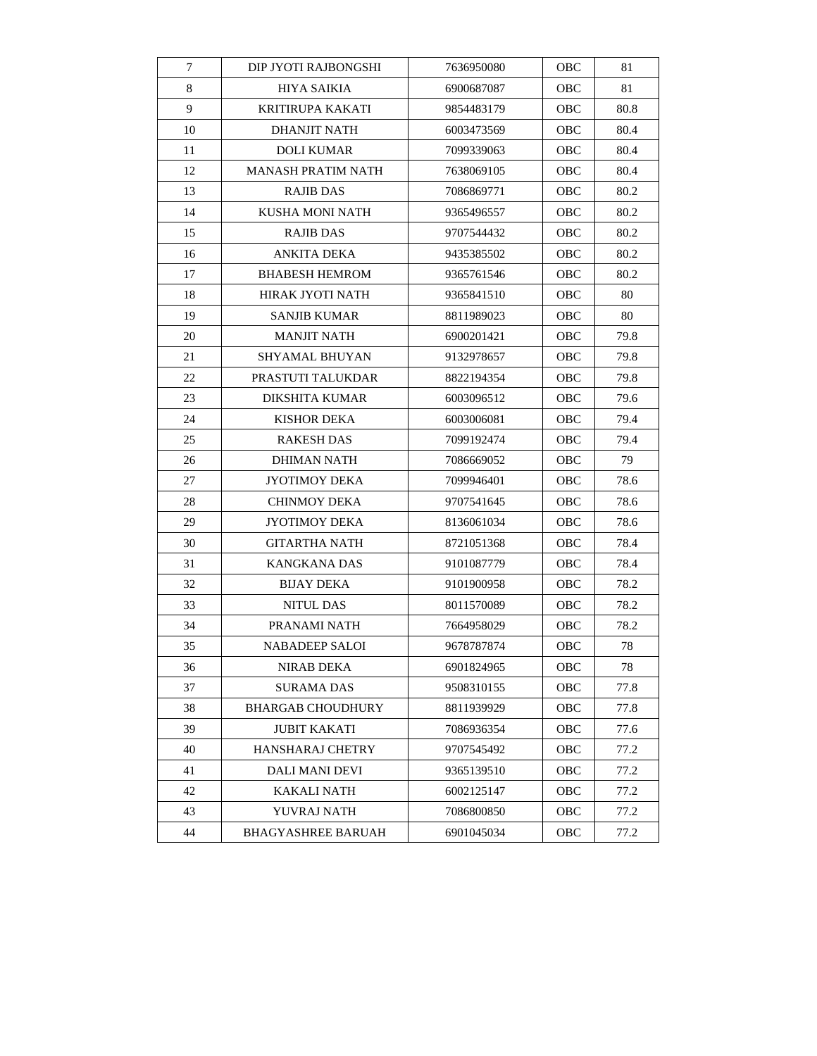| 7 | DIP JYOTI RAJBONGSHI | 7636950080 | OBC | 81 |
|---|---|---|---|---|
| 8 | HIYA SAIKIA | 6900687087 | OBC | 81 |
| 9 | KRITIRUPA KAKATI | 9854483179 | OBC | 80.8 |
| 10 | DHANJIT NATH | 6003473569 | OBC | 80.4 |
| 11 | DOLI KUMAR | 7099339063 | OBC | 80.4 |
| 12 | MANASH PRATIM NATH | 7638069105 | OBC | 80.4 |
| 13 | RAJIB DAS | 7086869771 | OBC | 80.2 |
| 14 | KUSHA MONI NATH | 9365496557 | OBC | 80.2 |
| 15 | RAJIB DAS | 9707544432 | OBC | 80.2 |
| 16 | ANKITA DEKA | 9435385502 | OBC | 80.2 |
| 17 | BHABESH HEMROM | 9365761546 | OBC | 80.2 |
| 18 | HIRAK JYOTI NATH | 9365841510 | OBC | 80 |
| 19 | SANJIB KUMAR | 8811989023 | OBC | 80 |
| 20 | MANJIT NATH | 6900201421 | OBC | 79.8 |
| 21 | SHYAMAL BHUYAN | 9132978657 | OBC | 79.8 |
| 22 | PRASTUTI TALUKDAR | 8822194354 | OBC | 79.8 |
| 23 | DIKSHITA KUMAR | 6003096512 | OBC | 79.6 |
| 24 | KISHOR DEKA | 6003006081 | OBC | 79.4 |
| 25 | RAKESH DAS | 7099192474 | OBC | 79.4 |
| 26 | DHIMAN NATH | 7086669052 | OBC | 79 |
| 27 | JYOTIMOY DEKA | 7099946401 | OBC | 78.6 |
| 28 | CHINMOY DEKA | 9707541645 | OBC | 78.6 |
| 29 | JYOTIMOY DEKA | 8136061034 | OBC | 78.6 |
| 30 | GITARTHA NATH | 8721051368 | OBC | 78.4 |
| 31 | KANGKANA DAS | 9101087779 | OBC | 78.4 |
| 32 | BIJAY DEKA | 9101900958 | OBC | 78.2 |
| 33 | NITUL DAS | 8011570089 | OBC | 78.2 |
| 34 | PRANAMI NATH | 7664958029 | OBC | 78.2 |
| 35 | NABADEEP SALOI | 9678787874 | OBC | 78 |
| 36 | NIRAB DEKA | 6901824965 | OBC | 78 |
| 37 | SURAMA DAS | 9508310155 | OBC | 77.8 |
| 38 | BHARGAB CHOUDHURY | 8811939929 | OBC | 77.8 |
| 39 | JUBIT KAKATI | 7086936354 | OBC | 77.6 |
| 40 | HANSHARAJ CHETRY | 9707545492 | OBC | 77.2 |
| 41 | DALI MANI DEVI | 9365139510 | OBC | 77.2 |
| 42 | KAKALI NATH | 6002125147 | OBC | 77.2 |
| 43 | YUVRAJ NATH | 7086800850 | OBC | 77.2 |
| 44 | BHAGYASHREE BARUAH | 6901045034 | OBC | 77.2 |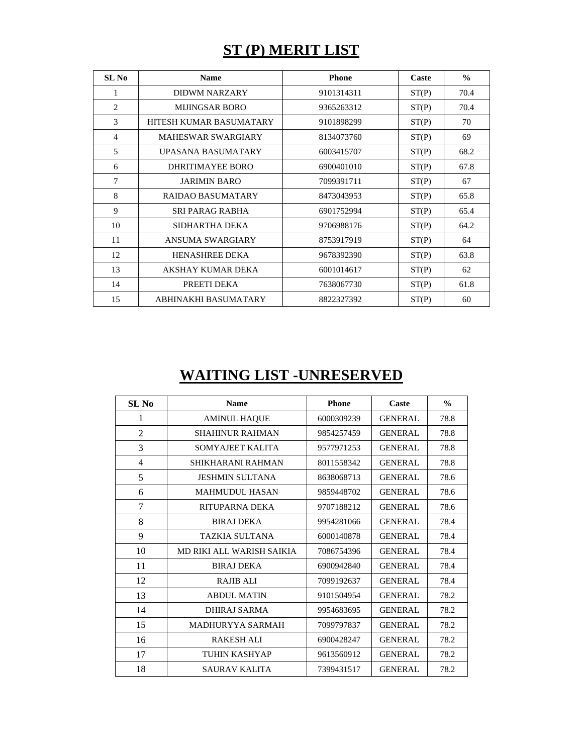## **ST (P) MERIT LIST**

| SL No | Name | Phone | Caste | % |
|---|---|---|---|---|
| 1 | DIDWM NARZARY | 9101314311 | ST(P) | 70.4 |
| 2 | MIJINGSAR BORO | 9365263312 | ST(P) | 70.4 |
| 3 | HITESH KUMAR BASUMATARY | 9101898299 | ST(P) | 70 |
| 4 | MAHESWAR SWARGIARY | 8134073760 | ST(P) | 69 |
| 5 | UPASANA BASUMATARY | 6003415707 | ST(P) | 68.2 |
| 6 | DHRITIMAYEE BORO | 6900401010 | ST(P) | 67.8 |
| 7 | JARIMIN BARO | 7099391711 | ST(P) | 67 |
| 8 | RAIDAO BASUMATARY | 8473043953 | ST(P) | 65.8 |
| 9 | SRI PARAG RABHA | 6901752994 | ST(P) | 65.4 |
| 10 | SIDHARTHA DEKA | 9706988176 | ST(P) | 64.2 |
| 11 | ANSUMA SWARGIARY | 8753917919 | ST(P) | 64 |
| 12 | HENASHREE DEKA | 9678392390 | ST(P) | 63.8 |
| 13 | AKSHAY KUMAR DEKA | 6001014617 | ST(P) | 62 |
| 14 | PREETI DEKA | 7638067730 | ST(P) | 61.8 |
| 15 | ABHINAKHI BASUMATARY | 8822327392 | ST(P) | 60 |

## **WAITING LIST -UNRESERVED**

| SL No | Name | Phone | Caste | % |
|---|---|---|---|---|
| 1 | AMINUL HAQUE | 6000309239 | GENERAL | 78.8 |
| 2 | SHAHINUR RAHMAN | 9854257459 | GENERAL | 78.8 |
| 3 | SOMYAJEET KALITA | 9577971253 | GENERAL | 78.8 |
| 4 | SHIKHARANI RAHMAN | 8011558342 | GENERAL | 78.8 |
| 5 | JESHMIN SULTANA | 8638068713 | GENERAL | 78.6 |
| 6 | MAHMUDUL HASAN | 9859448702 | GENERAL | 78.6 |
| 7 | RITUPARNA DEKA | 9707188212 | GENERAL | 78.6 |
| 8 | BIRAJ DEKA | 9954281066 | GENERAL | 78.4 |
| 9 | TAZKIA SULTANA | 6000140878 | GENERAL | 78.4 |
| 10 | MD RIKI ALL WARISH SAIKIA | 7086754396 | GENERAL | 78.4 |
| 11 | BIRAJ DEKA | 6900942840 | GENERAL | 78.4 |
| 12 | RAJIB ALI | 7099192637 | GENERAL | 78.4 |
| 13 | ABDUL MATIN | 9101504954 | GENERAL | 78.2 |
| 14 | DHIRAJ SARMA | 9954683695 | GENERAL | 78.2 |
| 15 | MADHURYYA SARMAH | 7099797837 | GENERAL | 78.2 |
| 16 | RAKESH ALI | 6900428247 | GENERAL | 78.2 |
| 17 | TUHIN KASHYAP | 9613560912 | GENERAL | 78.2 |
| 18 | SAURAV KALITA | 7399431517 | GENERAL | 78.2 |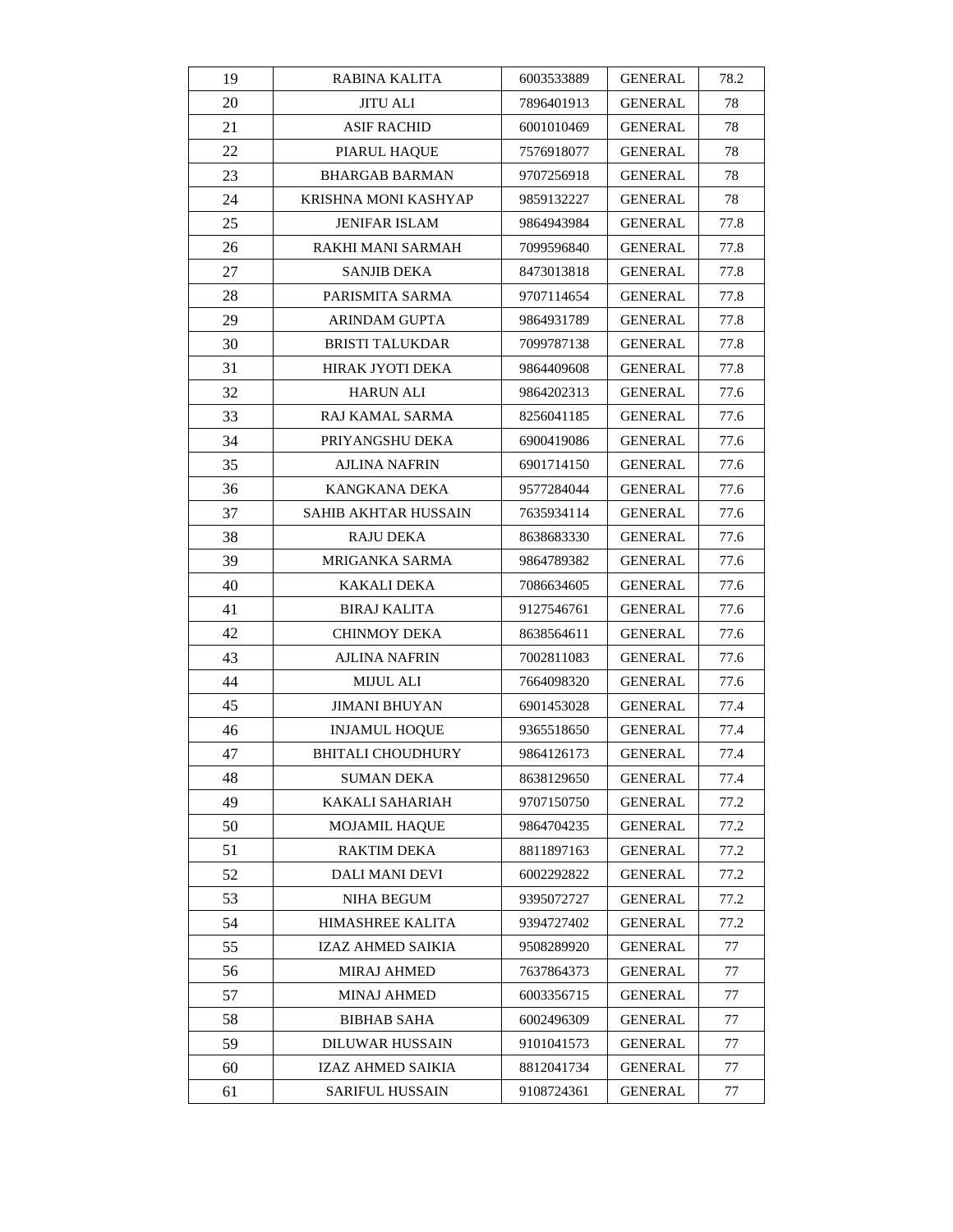| 19 | RABINA KALITA | 6003533889 | GENERAL | 78.2 |
|---|---|---|---|---|
| 20 | JITU ALI | 7896401913 | GENERAL | 78 |
| 21 | ASIF RACHID | 6001010469 | GENERAL | 78 |
| 22 | PIARUL HAQUE | 7576918077 | GENERAL | 78 |
| 23 | BHARGAB BARMAN | 9707256918 | GENERAL | 78 |
| 24 | KRISHNA MONI KASHYAP | 9859132227 | GENERAL | 78 |
| 25 | JENIFAR ISLAM | 9864943984 | GENERAL | 77.8 |
| 26 | RAKHI MANI SARMAH | 7099596840 | GENERAL | 77.8 |
| 27 | SANJIB DEKA | 8473013818 | GENERAL | 77.8 |
| 28 | PARISMITA SARMA | 9707114654 | GENERAL | 77.8 |
| 29 | ARINDAM GUPTA | 9864931789 | GENERAL | 77.8 |
| 30 | BRISTI TALUKDAR | 7099787138 | GENERAL | 77.8 |
| 31 | HIRAK JYOTI DEKA | 9864409608 | GENERAL | 77.8 |
| 32 | HARUN ALI | 9864202313 | GENERAL | 77.6 |
| 33 | RAJ KAMAL SARMA | 8256041185 | GENERAL | 77.6 |
| 34 | PRIYANGSHU DEKA | 6900419086 | GENERAL | 77.6 |
| 35 | AJLINA NAFRIN | 6901714150 | GENERAL | 77.6 |
| 36 | KANGKANA DEKA | 9577284044 | GENERAL | 77.6 |
| 37 | SAHIB AKHTAR HUSSAIN | 7635934114 | GENERAL | 77.6 |
| 38 | RAJU DEKA | 8638683330 | GENERAL | 77.6 |
| 39 | MRIGANKA SARMA | 9864789382 | GENERAL | 77.6 |
| 40 | KAKALI DEKA | 7086634605 | GENERAL | 77.6 |
| 41 | BIRAJ KALITA | 9127546761 | GENERAL | 77.6 |
| 42 | CHINMOY DEKA | 8638564611 | GENERAL | 77.6 |
| 43 | AJLINA NAFRIN | 7002811083 | GENERAL | 77.6 |
| 44 | MIJUL ALI | 7664098320 | GENERAL | 77.6 |
| 45 | JIMANI BHUYAN | 6901453028 | GENERAL | 77.4 |
| 46 | INJAMUL HOQUE | 9365518650 | GENERAL | 77.4 |
| 47 | BHITALI CHOUDHURY | 9864126173 | GENERAL | 77.4 |
| 48 | SUMAN DEKA | 8638129650 | GENERAL | 77.4 |
| 49 | KAKALI SAHARIAH | 9707150750 | GENERAL | 77.2 |
| 50 | MOJAMIL HAQUE | 9864704235 | GENERAL | 77.2 |
| 51 | RAKTIM DEKA | 8811897163 | GENERAL | 77.2 |
| 52 | DALI MANI DEVI | 6002292822 | GENERAL | 77.2 |
| 53 | NIHA BEGUM | 9395072727 | GENERAL | 77.2 |
| 54 | HIMASHREE KALITA | 9394727402 | GENERAL | 77.2 |
| 55 | IZAZ AHMED SAIKIA | 9508289920 | GENERAL | 77 |
| 56 | MIRAJ AHMED | 7637864373 | GENERAL | 77 |
| 57 | MINAJ AHMED | 6003356715 | GENERAL | 77 |
| 58 | BIBHAB SAHA | 6002496309 | GENERAL | 77 |
| 59 | DILUWAR HUSSAIN | 9101041573 | GENERAL | 77 |
| 60 | IZAZ AHMED SAIKIA | 8812041734 | GENERAL | 77 |
| 61 | SARIFUL HUSSAIN | 9108724361 | GENERAL | 77 |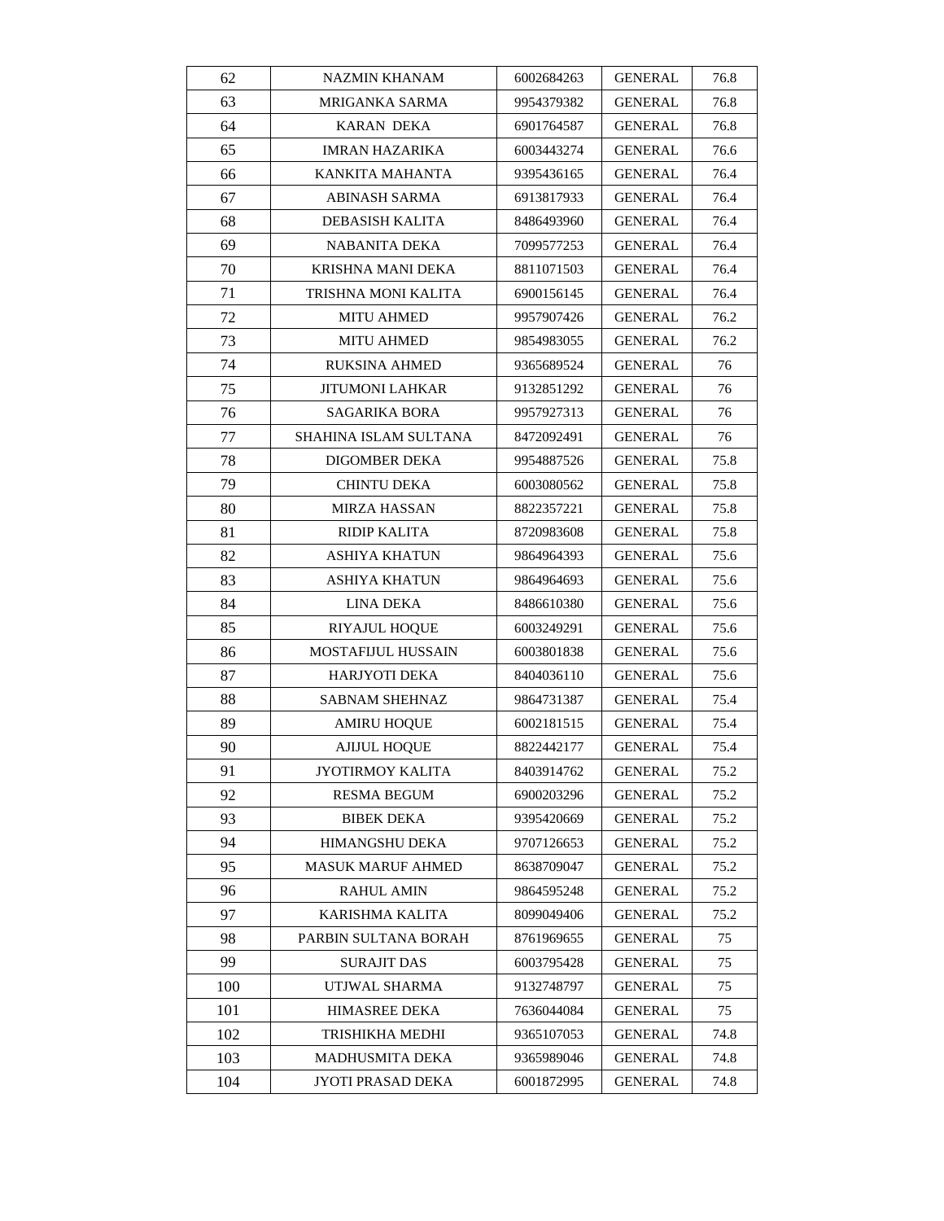| 62 | NAZMIN KHANAM | 6002684263 | GENERAL | 76.8 |
|---|---|---|---|---|
| 63 | MRIGANKA SARMA | 9954379382 | GENERAL | 76.8 |
| 64 | KARAN DEKA | 6901764587 | GENERAL | 76.8 |
| 65 | IMRAN HAZARIKA | 6003443274 | GENERAL | 76.6 |
| 66 | KANKITA MAHANTA | 9395436165 | GENERAL | 76.4 |
| 67 | ABINASH SARMA | 6913817933 | GENERAL | 76.4 |
| 68 | DEBASISH KALITA | 8486493960 | GENERAL | 76.4 |
| 69 | NABANITA DEKA | 7099577253 | GENERAL | 76.4 |
| 70 | KRISHNA MANI DEKA | 8811071503 | GENERAL | 76.4 |
| 71 | TRISHNA MONI KALITA | 6900156145 | GENERAL | 76.4 |
| 72 | MITU AHMED | 9957907426 | GENERAL | 76.2 |
| 73 | MITU AHMED | 9854983055 | GENERAL | 76.2 |
| 74 | RUKSINA AHMED | 9365689524 | GENERAL | 76 |
| 75 | JITUMONI LAHKAR | 9132851292 | GENERAL | 76 |
| 76 | SAGARIKA BORA | 9957927313 | GENERAL | 76 |
| 77 | SHAHINA ISLAM SULTANA | 8472092491 | GENERAL | 76 |
| 78 | DIGOMBER DEKA | 9954887526 | GENERAL | 75.8 |
| 79 | CHINTU DEKA | 6003080562 | GENERAL | 75.8 |
| 80 | MIRZA HASSAN | 8822357221 | GENERAL | 75.8 |
| 81 | RIDIP KALITA | 8720983608 | GENERAL | 75.8 |
| 82 | ASHIYA KHATUN | 9864964393 | GENERAL | 75.6 |
| 83 | ASHIYA KHATUN | 9864964693 | GENERAL | 75.6 |
| 84 | LINA DEKA | 8486610380 | GENERAL | 75.6 |
| 85 | RIYAJUL HOQUE | 6003249291 | GENERAL | 75.6 |
| 86 | MOSTAFIJUL HUSSAIN | 6003801838 | GENERAL | 75.6 |
| 87 | HARJYOTI DEKA | 8404036110 | GENERAL | 75.6 |
| 88 | SABNAM SHEHNAZ | 9864731387 | GENERAL | 75.4 |
| 89 | AMIRU HOQUE | 6002181515 | GENERAL | 75.4 |
| 90 | AJIJUL HOQUE | 8822442177 | GENERAL | 75.4 |
| 91 | JYOTIRMOY KALITA | 8403914762 | GENERAL | 75.2 |
| 92 | RESMA BEGUM | 6900203296 | GENERAL | 75.2 |
| 93 | BIBEK DEKA | 9395420669 | GENERAL | 75.2 |
| 94 | HIMANGSHU DEKA | 9707126653 | GENERAL | 75.2 |
| 95 | MASUK MARUF AHMED | 8638709047 | GENERAL | 75.2 |
| 96 | RAHUL AMIN | 9864595248 | GENERAL | 75.2 |
| 97 | KARISHMA KALITA | 8099049406 | GENERAL | 75.2 |
| 98 | PARBIN SULTANA BORAH | 8761969655 | GENERAL | 75 |
| 99 | SURAJIT DAS | 6003795428 | GENERAL | 75 |
| 100 | UTJWAL SHARMA | 9132748797 | GENERAL | 75 |
| 101 | HIMASREE DEKA | 7636044084 | GENERAL | 75 |
| 102 | TRISHIKHA MEDHI | 9365107053 | GENERAL | 74.8 |
| 103 | MADHUSMITA DEKA | 9365989046 | GENERAL | 74.8 |
| 104 | JYOTI PRASAD DEKA | 6001872995 | GENERAL | 74.8 |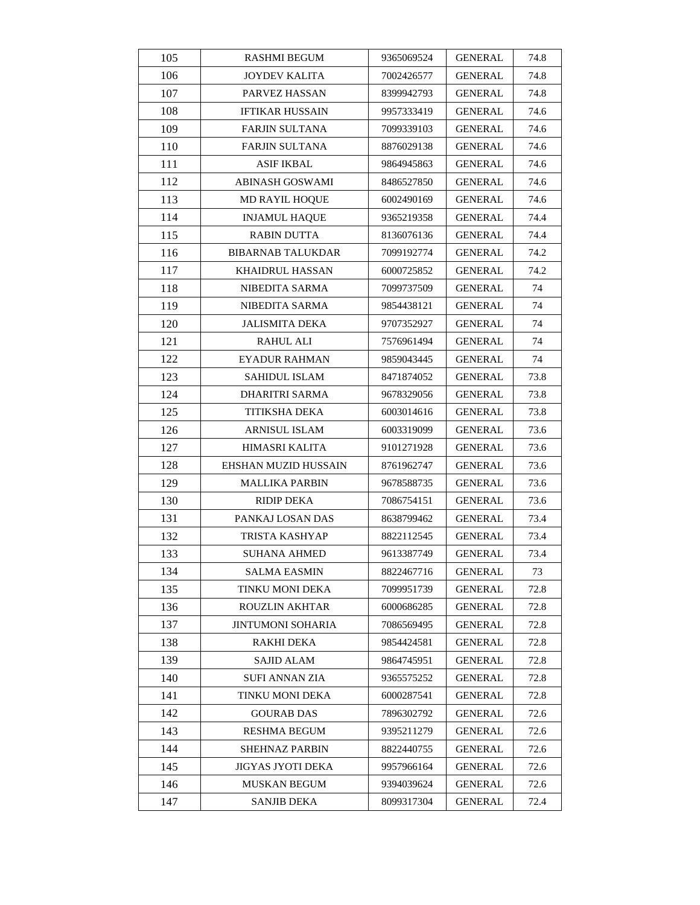| 105 | RASHMI BEGUM | 9365069524 | GENERAL | 74.8 |
|---|---|---|---|---|
| 106 | JOYDEV KALITA | 7002426577 | GENERAL | 74.8 |
| 107 | PARVEZ HASSAN | 8399942793 | GENERAL | 74.8 |
| 108 | IFTIKAR HUSSAIN | 9957333419 | GENERAL | 74.6 |
| 109 | FARJIN SULTANA | 7099339103 | GENERAL | 74.6 |
| 110 | FARJIN SULTANA | 8876029138 | GENERAL | 74.6 |
| 111 | ASIF IKBAL | 9864945863 | GENERAL | 74.6 |
| 112 | ABINASH GOSWAMI | 8486527850 | GENERAL | 74.6 |
| 113 | MD RAYIL HOQUE | 6002490169 | GENERAL | 74.6 |
| 114 | INJAMUL HAQUE | 9365219358 | GENERAL | 74.4 |
| 115 | RABIN DUTTA | 8136076136 | GENERAL | 74.4 |
| 116 | BIBARNAB TALUKDAR | 7099192774 | GENERAL | 74.2 |
| 117 | KHAIDRUL HASSAN | 6000725852 | GENERAL | 74.2 |
| 118 | NIBEDITA SARMA | 7099737509 | GENERAL | 74 |
| 119 | NIBEDITA SARMA | 9854438121 | GENERAL | 74 |
| 120 | JALISMITA DEKA | 9707352927 | GENERAL | 74 |
| 121 | RAHUL ALI | 7576961494 | GENERAL | 74 |
| 122 | EYADUR RAHMAN | 9859043445 | GENERAL | 74 |
| 123 | SAHIDUL ISLAM | 8471874052 | GENERAL | 73.8 |
| 124 | DHARITRI SARMA | 9678329056 | GENERAL | 73.8 |
| 125 | TITIKSHA DEKA | 6003014616 | GENERAL | 73.8 |
| 126 | ARNISUL ISLAM | 6003319099 | GENERAL | 73.6 |
| 127 | HIMASRI KALITA | 9101271928 | GENERAL | 73.6 |
| 128 | EHSHAN MUZID HUSSAIN | 8761962747 | GENERAL | 73.6 |
| 129 | MALLIKA PARBIN | 9678588735 | GENERAL | 73.6 |
| 130 | RIDIP DEKA | 7086754151 | GENERAL | 73.6 |
| 131 | PANKAJ LOSAN DAS | 8638799462 | GENERAL | 73.4 |
| 132 | TRISTA KASHYAP | 8822112545 | GENERAL | 73.4 |
| 133 | SUHANA AHMED | 9613387749 | GENERAL | 73.4 |
| 134 | SALMA EASMIN | 8822467716 | GENERAL | 73 |
| 135 | TINKU MONI DEKA | 7099951739 | GENERAL | 72.8 |
| 136 | ROUZLIN AKHTAR | 6000686285 | GENERAL | 72.8 |
| 137 | JINTUMONI SOHARIA | 7086569495 | GENERAL | 72.8 |
| 138 | RAKHI DEKA | 9854424581 | GENERAL | 72.8 |
| 139 | SAJID ALAM | 9864745951 | GENERAL | 72.8 |
| 140 | SUFI ANNAN ZIA | 9365575252 | GENERAL | 72.8 |
| 141 | TINKU MONI DEKA | 6000287541 | GENERAL | 72.8 |
| 142 | GOURAB DAS | 7896302792 | GENERAL | 72.6 |
| 143 | RESHMA BEGUM | 9395211279 | GENERAL | 72.6 |
| 144 | SHEHNAZ PARBIN | 8822440755 | GENERAL | 72.6 |
| 145 | JIGYAS JYOTI DEKA | 9957966164 | GENERAL | 72.6 |
| 146 | MUSKAN BEGUM | 9394039624 | GENERAL | 72.6 |
| 147 | SANJIB DEKA | 8099317304 | GENERAL | 72.4 |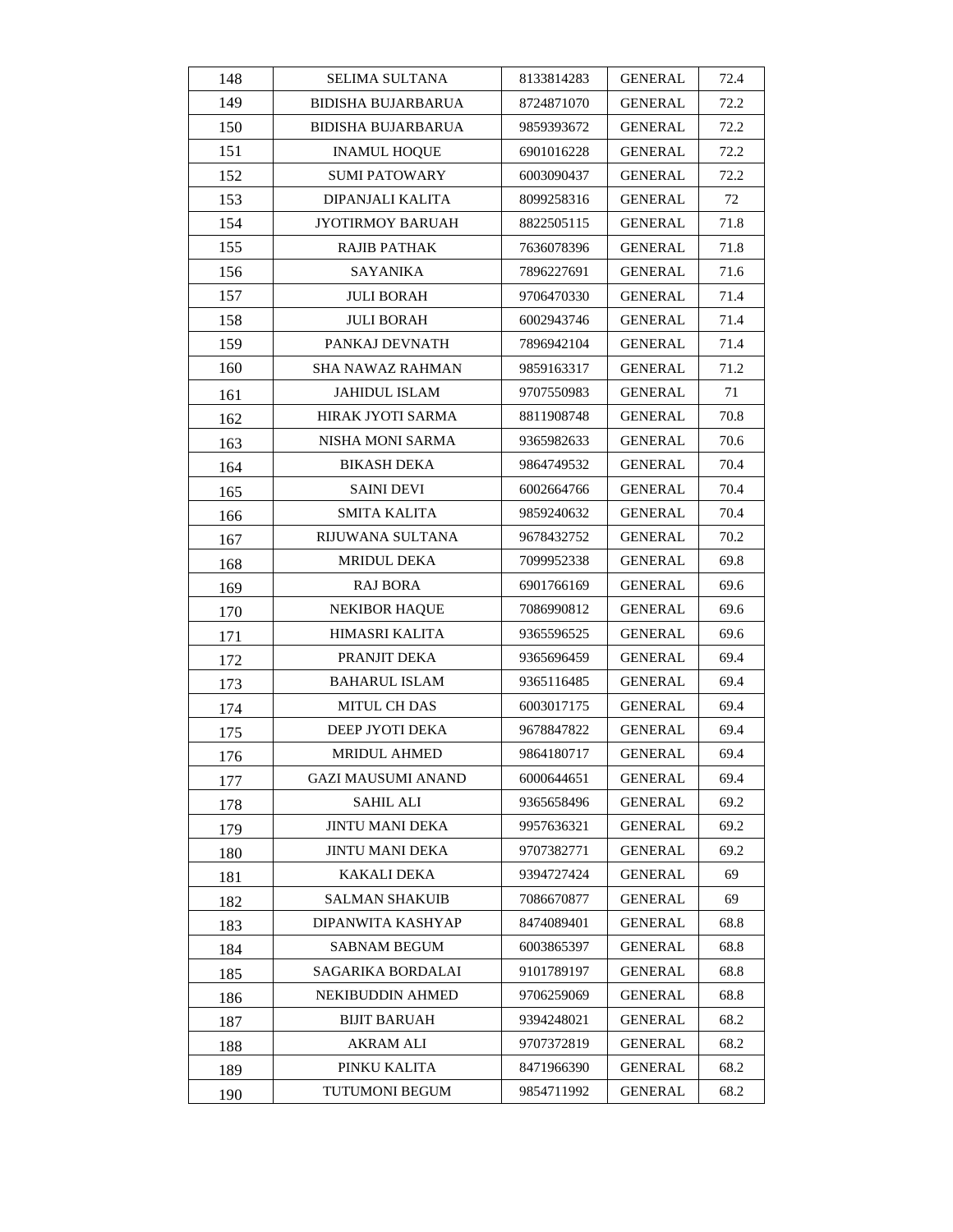| | | | | |
|---|---|---|---|---|
| 148 | SELIMA SULTANA | 8133814283 | GENERAL | 72.4 |
| 149 | BIDISHA BUJARBARUA | 8724871070 | GENERAL | 72.2 |
| 150 | BIDISHA BUJARBARUA | 9859393672 | GENERAL | 72.2 |
| 151 | INAMUL HOQUE | 6901016228 | GENERAL | 72.2 |
| 152 | SUMI PATOWARY | 6003090437 | GENERAL | 72.2 |
| 153 | DIPANJALI KALITA | 8099258316 | GENERAL | 72 |
| 154 | JYOTIRMOY BARUAH | 8822505115 | GENERAL | 71.8 |
| 155 | RAJIB PATHAK | 7636078396 | GENERAL | 71.8 |
| 156 | SAYANIKA | 7896227691 | GENERAL | 71.6 |
| 157 | JULI BORAH | 9706470330 | GENERAL | 71.4 |
| 158 | JULI BORAH | 6002943746 | GENERAL | 71.4 |
| 159 | PANKAJ DEVNATH | 7896942104 | GENERAL | 71.4 |
| 160 | SHA NAWAZ RAHMAN | 9859163317 | GENERAL | 71.2 |
| 161 | JAHIDUL ISLAM | 9707550983 | GENERAL | 71 |
| 162 | HIRAK JYOTI SARMA | 8811908748 | GENERAL | 70.8 |
| 163 | NISHA MONI SARMA | 9365982633 | GENERAL | 70.6 |
| 164 | BIKASH DEKA | 9864749532 | GENERAL | 70.4 |
| 165 | SAINI DEVI | 6002664766 | GENERAL | 70.4 |
| 166 | SMITA KALITA | 9859240632 | GENERAL | 70.4 |
| 167 | RIJUWANA SULTANA | 9678432752 | GENERAL | 70.2 |
| 168 | MRIDUL DEKA | 7099952338 | GENERAL | 69.8 |
| 169 | RAJ BORA | 6901766169 | GENERAL | 69.6 |
| 170 | NEKIBOR HAQUE | 7086990812 | GENERAL | 69.6 |
| 171 | HIMASRI KALITA | 9365596525 | GENERAL | 69.6 |
| 172 | PRANJIT DEKA | 9365696459 | GENERAL | 69.4 |
| 173 | BAHARUL ISLAM | 9365116485 | GENERAL | 69.4 |
| 174 | MITUL CH DAS | 6003017175 | GENERAL | 69.4 |
| 175 | DEEP JYOTI DEKA | 9678847822 | GENERAL | 69.4 |
| 176 | MRIDUL AHMED | 9864180717 | GENERAL | 69.4 |
| 177 | GAZI MAUSUMI ANAND | 6000644651 | GENERAL | 69.4 |
| 178 | SAHIL ALI | 9365658496 | GENERAL | 69.2 |
| 179 | JINTU MANI DEKA | 9957636321 | GENERAL | 69.2 |
| 180 | JINTU MANI DEKA | 9707382771 | GENERAL | 69.2 |
| 181 | KAKALI DEKA | 9394727424 | GENERAL | 69 |
| 182 | SALMAN SHAKUIB | 7086670877 | GENERAL | 69 |
| 183 | DIPANWITA KASHYAP | 8474089401 | GENERAL | 68.8 |
| 184 | SABNAM BEGUM | 6003865397 | GENERAL | 68.8 |
| 185 | SAGARIKA BORDALAI | 9101789197 | GENERAL | 68.8 |
| 186 | NEKIBUDDIN AHMED | 9706259069 | GENERAL | 68.8 |
| 187 | BIJIT BARUAH | 9394248021 | GENERAL | 68.2 |
| 188 | AKRAM ALI | 9707372819 | GENERAL | 68.2 |
| 189 | PINKU KALITA | 8471966390 | GENERAL | 68.2 |
| 190 | TUTUMONI BEGUM | 9854711992 | GENERAL | 68.2 |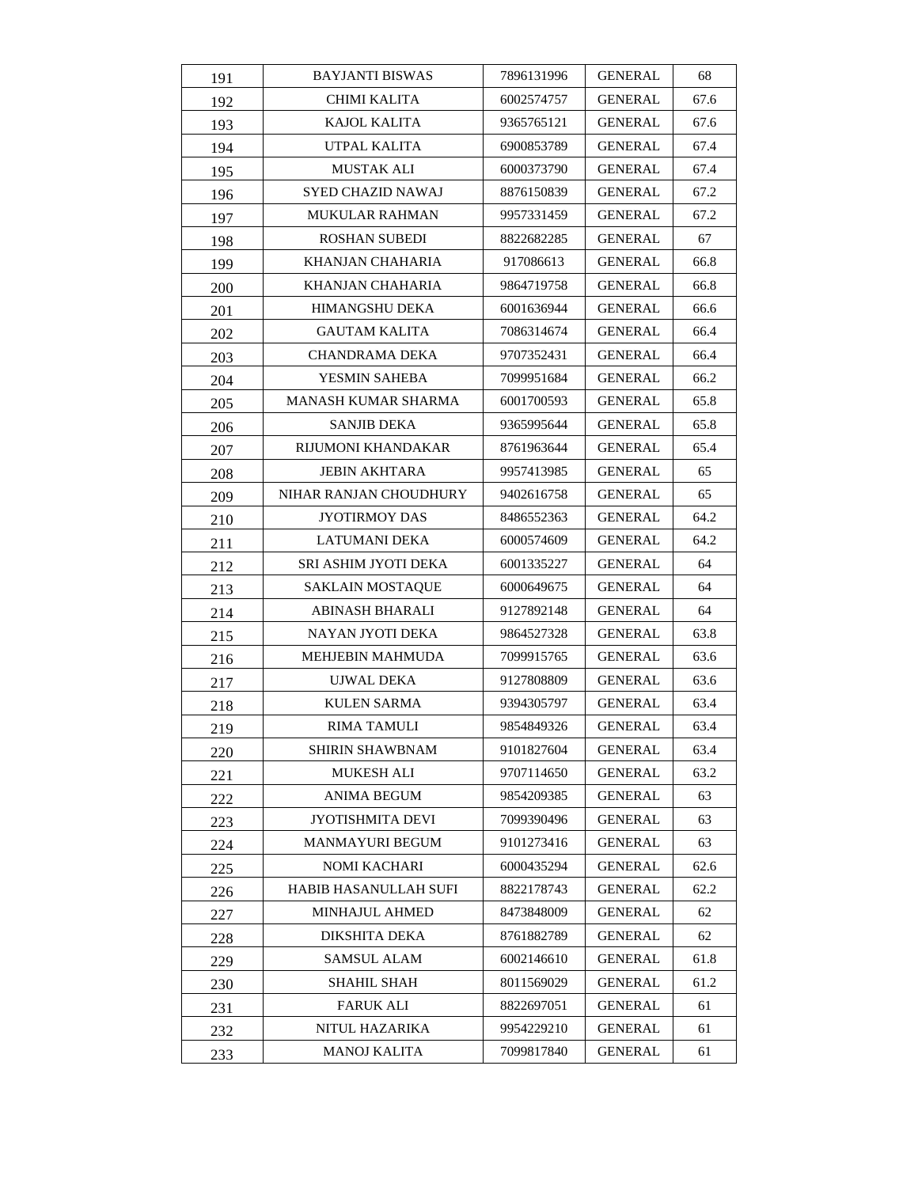| | | | | |
|---|---|---|---|---|
| 191 | BAYJANTI BISWAS | 7896131996 | GENERAL | 68 |
| 192 | CHIMI KALITA | 6002574757 | GENERAL | 67.6 |
| 193 | KAJOL KALITA | 9365765121 | GENERAL | 67.6 |
| 194 | UTPAL KALITA | 6900853789 | GENERAL | 67.4 |
| 195 | MUSTAK ALI | 6000373790 | GENERAL | 67.4 |
| 196 | SYED CHAZID NAWAJ | 8876150839 | GENERAL | 67.2 |
| 197 | MUKULAR RAHMAN | 9957331459 | GENERAL | 67.2 |
| 198 | ROSHAN SUBEDI | 8822682285 | GENERAL | 67 |
| 199 | KHANJAN CHAHARIA | 917086613 | GENERAL | 66.8 |
| 200 | KHANJAN CHAHARIA | 9864719758 | GENERAL | 66.8 |
| 201 | HIMANGSHU DEKA | 6001636944 | GENERAL | 66.6 |
| 202 | GAUTAM KALITA | 7086314674 | GENERAL | 66.4 |
| 203 | CHANDRAMA DEKA | 9707352431 | GENERAL | 66.4 |
| 204 | YESMIN SAHEBA | 7099951684 | GENERAL | 66.2 |
| 205 | MANASH KUMAR SHARMA | 6001700593 | GENERAL | 65.8 |
| 206 | SANJIB DEKA | 9365995644 | GENERAL | 65.8 |
| 207 | RIJUMONI KHANDAKAR | 8761963644 | GENERAL | 65.4 |
| 208 | JEBIN AKHTARA | 9957413985 | GENERAL | 65 |
| 209 | NIHAR RANJAN CHOUDHURY | 9402616758 | GENERAL | 65 |
| 210 | JYOTIRMOY DAS | 8486552363 | GENERAL | 64.2 |
| 211 | LATUMANI DEKA | 6000574609 | GENERAL | 64.2 |
| 212 | SRI ASHIM JYOTI DEKA | 6001335227 | GENERAL | 64 |
| 213 | SAKLAIN MOSTAQUE | 6000649675 | GENERAL | 64 |
| 214 | ABINASH BHARALI | 9127892148 | GENERAL | 64 |
| 215 | NAYAN JYOTI DEKA | 9864527328 | GENERAL | 63.8 |
| 216 | MEHJEBIN MAHMUDA | 7099915765 | GENERAL | 63.6 |
| 217 | UJWAL DEKA | 9127808809 | GENERAL | 63.6 |
| 218 | KULEN SARMA | 9394305797 | GENERAL | 63.4 |
| 219 | RIMA TAMULI | 9854849326 | GENERAL | 63.4 |
| 220 | SHIRIN SHAWBNAM | 9101827604 | GENERAL | 63.4 |
| 221 | MUKESH ALI | 9707114650 | GENERAL | 63.2 |
| 222 | ANIMA BEGUM | 9854209385 | GENERAL | 63 |
| 223 | JYOTISHMITA DEVI | 7099390496 | GENERAL | 63 |
| 224 | MANMAYURI BEGUM | 9101273416 | GENERAL | 63 |
| 225 | NOMI KACHARI | 6000435294 | GENERAL | 62.6 |
| 226 | HABIB HASANULLAH SUFI | 8822178743 | GENERAL | 62.2 |
| 227 | MINHAJUL AHMED | 8473848009 | GENERAL | 62 |
| 228 | DIKSHITA DEKA | 8761882789 | GENERAL | 62 |
| 229 | SAMSUL ALAM | 6002146610 | GENERAL | 61.8 |
| 230 | SHAHIL SHAH | 8011569029 | GENERAL | 61.2 |
| 231 | FARUK ALI | 8822697051 | GENERAL | 61 |
| 232 | NITUL HAZARIKA | 9954229210 | GENERAL | 61 |
| 233 | MANOJ KALITA | 7099817840 | GENERAL | 61 |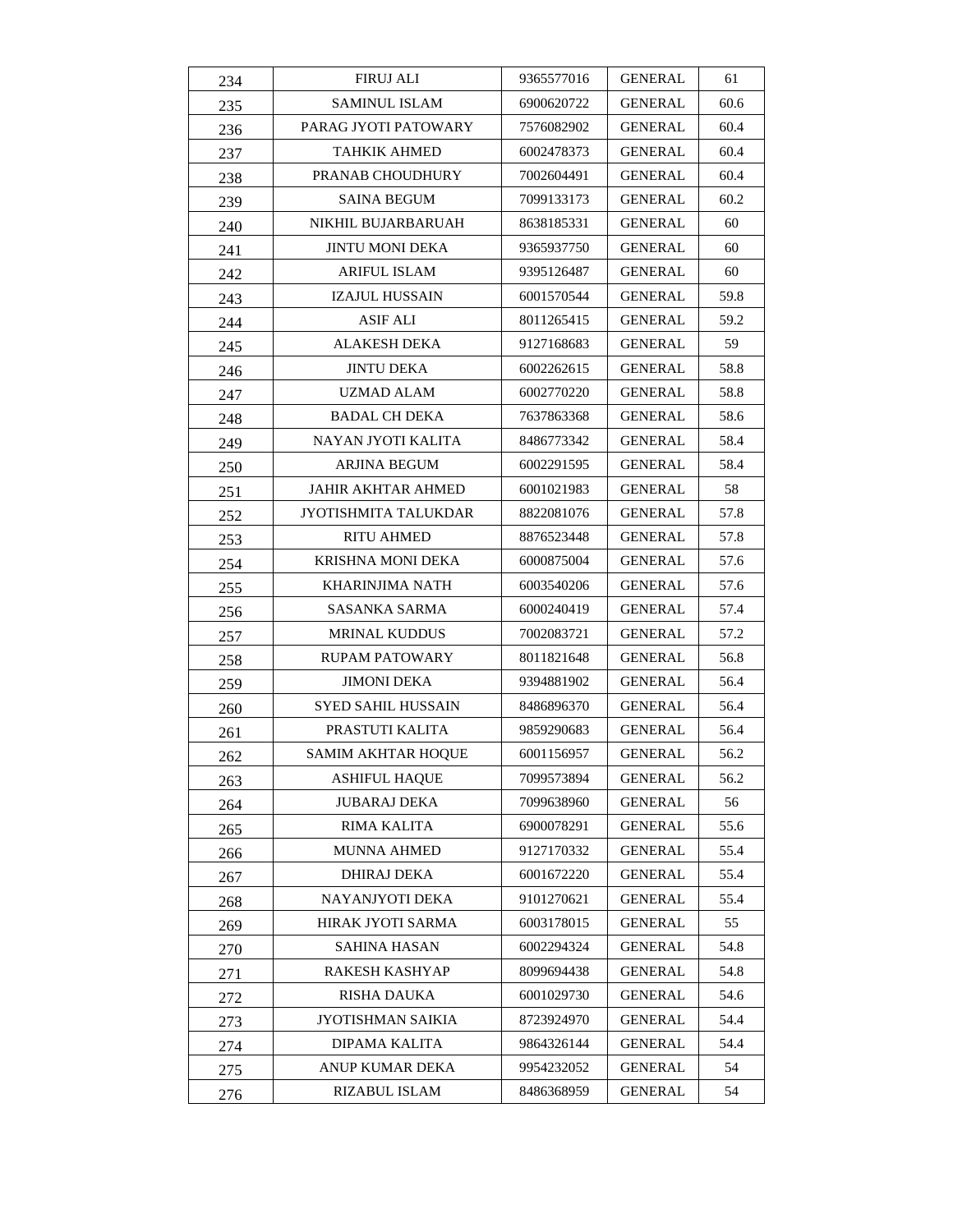| | | | | |
|---|---|---|---|---|
| 234 | FIRUJ ALI | 9365577016 | GENERAL | 61 |
| 235 | SAMINUL ISLAM | 6900620722 | GENERAL | 60.6 |
| 236 | PARAG JYOTI PATOWARY | 7576082902 | GENERAL | 60.4 |
| 237 | TAHKIK AHMED | 6002478373 | GENERAL | 60.4 |
| 238 | PRANAB CHOUDHURY | 7002604491 | GENERAL | 60.4 |
| 239 | SAINA BEGUM | 7099133173 | GENERAL | 60.2 |
| 240 | NIKHIL BUJARBARUAH | 8638185331 | GENERAL | 60 |
| 241 | JINTU MONI DEKA | 9365937750 | GENERAL | 60 |
| 242 | ARIFUL ISLAM | 9395126487 | GENERAL | 60 |
| 243 | IZAJUL HUSSAIN | 6001570544 | GENERAL | 59.8 |
| 244 | ASIF ALI | 8011265415 | GENERAL | 59.2 |
| 245 | ALAKESH DEKA | 9127168683 | GENERAL | 59 |
| 246 | JINTU DEKA | 6002262615 | GENERAL | 58.8 |
| 247 | UZMAD ALAM | 6002770220 | GENERAL | 58.8 |
| 248 | BADAL CH DEKA | 7637863368 | GENERAL | 58.6 |
| 249 | NAYAN JYOTI KALITA | 8486773342 | GENERAL | 58.4 |
| 250 | ARJINA BEGUM | 6002291595 | GENERAL | 58.4 |
| 251 | JAHIR AKHTAR AHMED | 6001021983 | GENERAL | 58 |
| 252 | JYOTISHMITA TALUKDAR | 8822081076 | GENERAL | 57.8 |
| 253 | RITU AHMED | 8876523448 | GENERAL | 57.8 |
| 254 | KRISHNA MONI DEKA | 6000875004 | GENERAL | 57.6 |
| 255 | KHARINJIMA NATH | 6003540206 | GENERAL | 57.6 |
| 256 | SASANKA SARMA | 6000240419 | GENERAL | 57.4 |
| 257 | MRINAL KUDDUS | 7002083721 | GENERAL | 57.2 |
| 258 | RUPAM PATOWARY | 8011821648 | GENERAL | 56.8 |
| 259 | JIMONI DEKA | 9394881902 | GENERAL | 56.4 |
| 260 | SYED SAHIL HUSSAIN | 8486896370 | GENERAL | 56.4 |
| 261 | PRASTUTI KALITA | 9859290683 | GENERAL | 56.4 |
| 262 | SAMIM AKHTAR HOQUE | 6001156957 | GENERAL | 56.2 |
| 263 | ASHIFUL HAQUE | 7099573894 | GENERAL | 56.2 |
| 264 | JUBARAJ DEKA | 7099638960 | GENERAL | 56 |
| 265 | RIMA KALITA | 6900078291 | GENERAL | 55.6 |
| 266 | MUNNA AHMED | 9127170332 | GENERAL | 55.4 |
| 267 | DHIRAJ DEKA | 6001672220 | GENERAL | 55.4 |
| 268 | NAYANJYOTI DEKA | 9101270621 | GENERAL | 55.4 |
| 269 | HIRAK JYOTI SARMA | 6003178015 | GENERAL | 55 |
| 270 | SAHINA HASAN | 6002294324 | GENERAL | 54.8 |
| 271 | RAKESH KASHYAP | 8099694438 | GENERAL | 54.8 |
| 272 | RISHA DAUKA | 6001029730 | GENERAL | 54.6 |
| 273 | JYOTISHMAN SAIKIA | 8723924970 | GENERAL | 54.4 |
| 274 | DIPAMA KALITA | 9864326144 | GENERAL | 54.4 |
| 275 | ANUP KUMAR DEKA | 9954232052 | GENERAL | 54 |
| 276 | RIZABUL ISLAM | 8486368959 | GENERAL | 54 |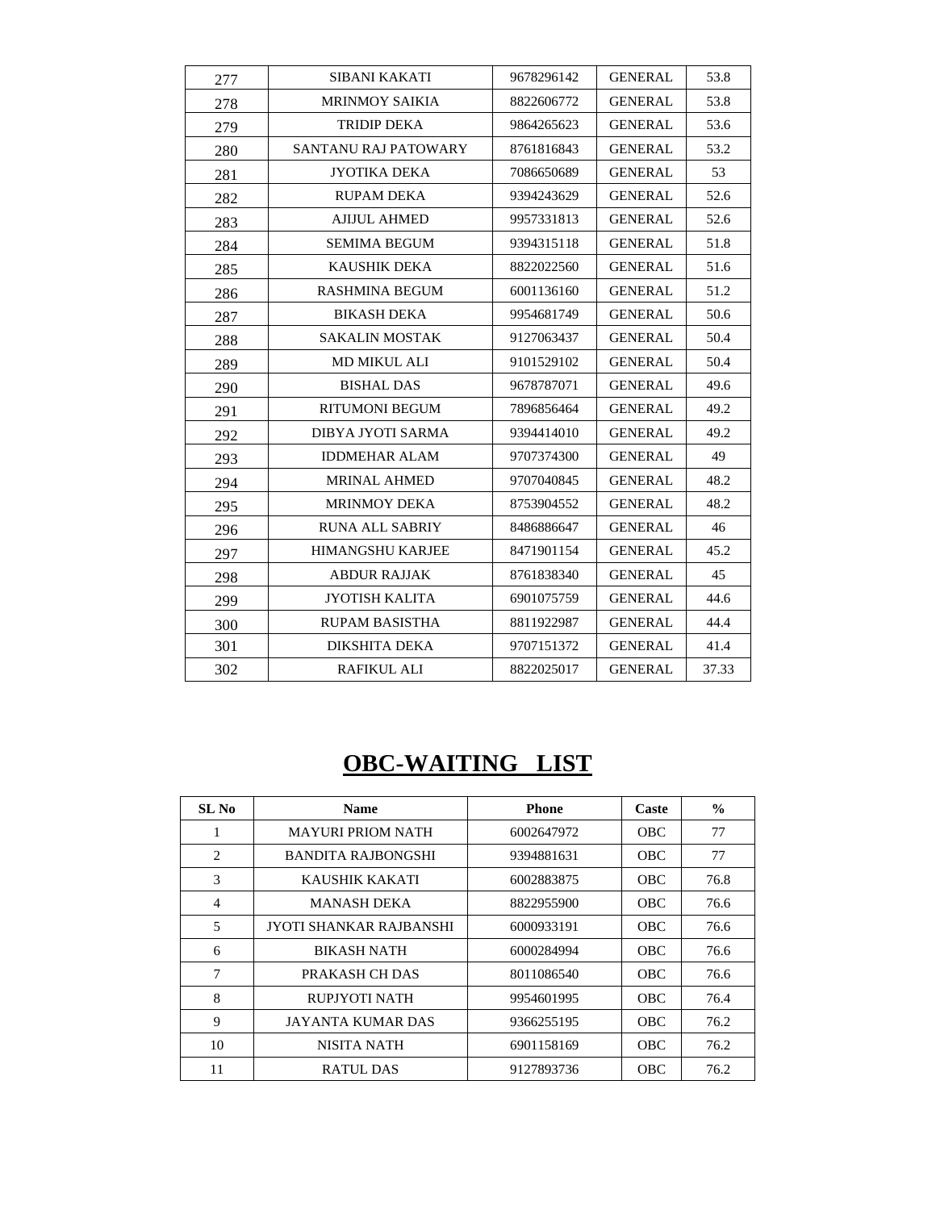| | | | | |
|---|---|---|---|---|
| 277 | SIBANI KAKATI | 9678296142 | GENERAL | 53.8 |
| 278 | MRINMOY SAIKIA | 8822606772 | GENERAL | 53.8 |
| 279 | TRIDIP DEKA | 9864265623 | GENERAL | 53.6 |
| 280 | SANTANU RAJ PATOWARY | 8761816843 | GENERAL | 53.2 |
| 281 | JYOTIKA DEKA | 7086650689 | GENERAL | 53 |
| 282 | RUPAM DEKA | 9394243629 | GENERAL | 52.6 |
| 283 | AJIJUL AHMED | 9957331813 | GENERAL | 52.6 |
| 284 | SEMIMA BEGUM | 9394315118 | GENERAL | 51.8 |
| 285 | KAUSHIK DEKA | 8822022560 | GENERAL | 51.6 |
| 286 | RASHMINA BEGUM | 6001136160 | GENERAL | 51.2 |
| 287 | BIKASH DEKA | 9954681749 | GENERAL | 50.6 |
| 288 | SAKALIN MOSTAK | 9127063437 | GENERAL | 50.4 |
| 289 | MD MIKUL ALI | 9101529102 | GENERAL | 50.4 |
| 290 | BISHAL DAS | 9678787071 | GENERAL | 49.6 |
| 291 | RITUMONI BEGUM | 7896856464 | GENERAL | 49.2 |
| 292 | DIBYA JYOTI SARMA | 9394414010 | GENERAL | 49.2 |
| 293 | IDDMEHAR ALAM | 9707374300 | GENERAL | 49 |
| 294 | MRINAL AHMED | 9707040845 | GENERAL | 48.2 |
| 295 | MRINMOY DEKA | 8753904552 | GENERAL | 48.2 |
| 296 | RUNA ALL SABRIY | 8486886647 | GENERAL | 46 |
| 297 | HIMANGSHU KARJEE | 8471901154 | GENERAL | 45.2 |
| 298 | ABDUR RAJJAK | 8761838340 | GENERAL | 45 |
| 299 | JYOTISH KALITA | 6901075759 | GENERAL | 44.6 |
| 300 | RUPAM BASISTHA | 8811922987 | GENERAL | 44.4 |
| 301 | DIKSHITA DEKA | 9707151372 | GENERAL | 41.4 |
| 302 | RAFIKUL ALI | 8822025017 | GENERAL | 37.33 |

# OBC-WAITING LIST

| SL No | Name | Phone | Caste | % |
|---|---|---|---|---|
| 1 | MAYURI PRIOM NATH | 6002647972 | OBC | 77 |
| 2 | BANDITA RAJBONGSHI | 9394881631 | OBC | 77 |
| 3 | KAUSHIK KAKATI | 6002883875 | OBC | 76.8 |
| 4 | MANASH DEKA | 8822955900 | OBC | 76.6 |
| 5 | JYOTI SHANKAR RAJBANSHI | 6000933191 | OBC | 76.6 |
| 6 | BIKASH NATH | 6000284994 | OBC | 76.6 |
| 7 | PRAKASH CH DAS | 8011086540 | OBC | 76.6 |
| 8 | RUPJYOTI NATH | 9954601995 | OBC | 76.4 |
| 9 | JAYANTA KUMAR DAS | 9366255195 | OBC | 76.2 |
| 10 | NISITA NATH | 6901158169 | OBC | 76.2 |
| 11 | RATUL DAS | 9127893736 | OBC | 76.2 |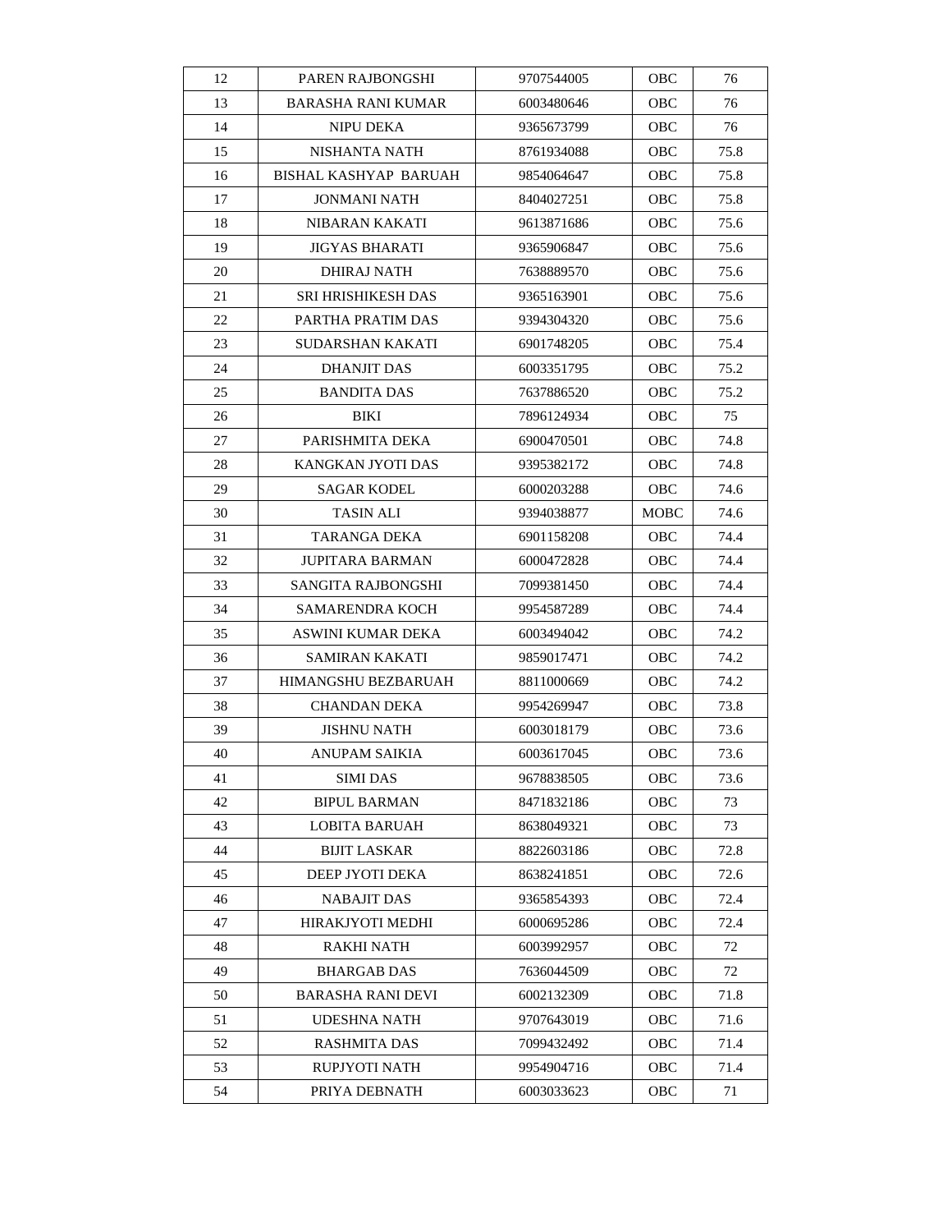| 12 | PAREN RAJBONGSHI | 9707544005 | OBC | 76 |
|---|---|---|---|---|
| 13 | BARASHA RANI KUMAR | 6003480646 | OBC | 76 |
| 14 | NIPU DEKA | 9365673799 | OBC | 76 |
| 15 | NISHANTA NATH | 8761934088 | OBC | 75.8 |
| 16 | BISHAL KASHYAP BARUAH | 9854064647 | OBC | 75.8 |
| 17 | JONMANI NATH | 8404027251 | OBC | 75.8 |
| 18 | NIBARAN KAKATI | 9613871686 | OBC | 75.6 |
| 19 | JIGYAS BHARATI | 9365906847 | OBC | 75.6 |
| 20 | DHIRAJ NATH | 7638889570 | OBC | 75.6 |
| 21 | SRI HRISHIKESH DAS | 9365163901 | OBC | 75.6 |
| 22 | PARTHA PRATIM DAS | 9394304320 | OBC | 75.6 |
| 23 | SUDARSHAN KAKATI | 6901748205 | OBC | 75.4 |
| 24 | DHANJIT DAS | 6003351795 | OBC | 75.2 |
| 25 | BANDITA DAS | 7637886520 | OBC | 75.2 |
| 26 | BIKI | 7896124934 | OBC | 75 |
| 27 | PARISHMITA DEKA | 6900470501 | OBC | 74.8 |
| 28 | KANGKAN JYOTI DAS | 9395382172 | OBC | 74.8 |
| 29 | SAGAR KODEL | 6000203288 | OBC | 74.6 |
| 30 | TASIN ALI | 9394038877 | MOBC | 74.6 |
| 31 | TARANGA DEKA | 6901158208 | OBC | 74.4 |
| 32 | JUPITARA BARMAN | 6000472828 | OBC | 74.4 |
| 33 | SANGITA RAJBONGSHI | 7099381450 | OBC | 74.4 |
| 34 | SAMARENDRA KOCH | 9954587289 | OBC | 74.4 |
| 35 | ASWINI KUMAR DEKA | 6003494042 | OBC | 74.2 |
| 36 | SAMIRAN KAKATI | 9859017471 | OBC | 74.2 |
| 37 | HIMANGSHU BEZBARUAH | 8811000669 | OBC | 74.2 |
| 38 | CHANDAN DEKA | 9954269947 | OBC | 73.8 |
| 39 | JISHNU NATH | 6003018179 | OBC | 73.6 |
| 40 | ANUPAM SAIKIA | 6003617045 | OBC | 73.6 |
| 41 | SIMI DAS | 9678838505 | OBC | 73.6 |
| 42 | BIPUL BARMAN | 8471832186 | OBC | 73 |
| 43 | LOBITA BARUAH | 8638049321 | OBC | 73 |
| 44 | BIJIT LASKAR | 8822603186 | OBC | 72.8 |
| 45 | DEEP JYOTI DEKA | 8638241851 | OBC | 72.6 |
| 46 | NABAJIT DAS | 9365854393 | OBC | 72.4 |
| 47 | HIRAKJYOTI MEDHI | 6000695286 | OBC | 72.4 |
| 48 | RAKHI NATH | 6003992957 | OBC | 72 |
| 49 | BHARGAB DAS | 7636044509 | OBC | 72 |
| 50 | BARASHA RANI DEVI | 6002132309 | OBC | 71.8 |
| 51 | UDESHNA NATH | 9707643019 | OBC | 71.6 |
| 52 | RASHMITA DAS | 7099432492 | OBC | 71.4 |
| 53 | RUPJYOTI NATH | 9954904716 | OBC | 71.4 |
| 54 | PRIYA DEBNATH | 6003033623 | OBC | 71 |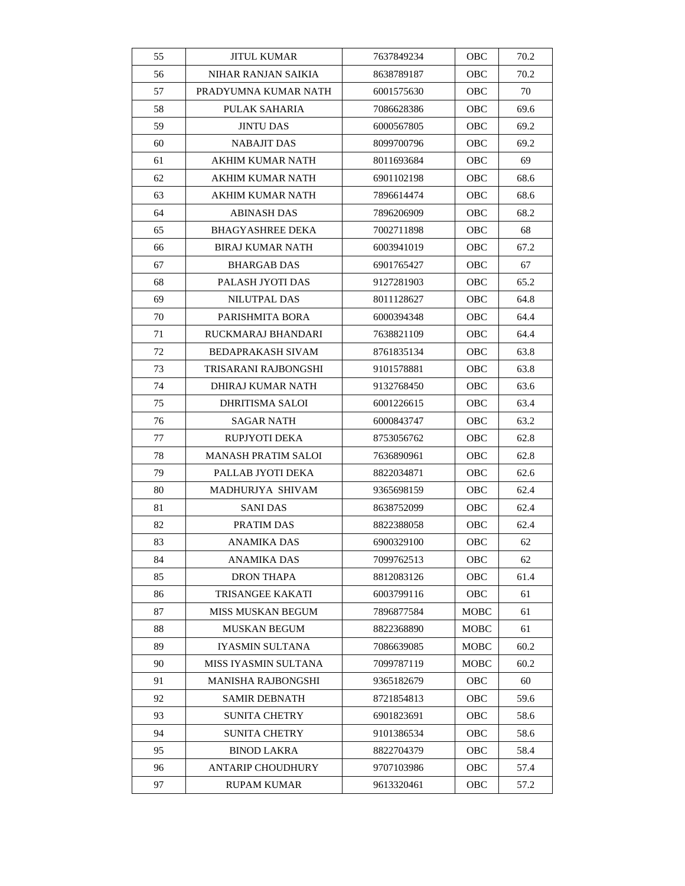| 55 | JITUL KUMAR | 7637849234 | OBC | 70.2 |
|---|---|---|---|---|
| 56 | NIHAR RANJAN SAIKIA | 8638789187 | OBC | 70.2 |
| 57 | PRADYUMNA KUMAR NATH | 6001575630 | OBC | 70 |
| 58 | PULAK SAHARIA | 7086628386 | OBC | 69.6 |
| 59 | JINTU DAS | 6000567805 | OBC | 69.2 |
| 60 | NABAJIT DAS | 8099700796 | OBC | 69.2 |
| 61 | AKHIM KUMAR NATH | 8011693684 | OBC | 69 |
| 62 | AKHIM KUMAR NATH | 6901102198 | OBC | 68.6 |
| 63 | AKHIM KUMAR NATH | 7896614474 | OBC | 68.6 |
| 64 | ABINASH DAS | 7896206909 | OBC | 68.2 |
| 65 | BHAGYASHREE DEKA | 7002711898 | OBC | 68 |
| 66 | BIRAJ KUMAR NATH | 6003941019 | OBC | 67.2 |
| 67 | BHARGAB DAS | 6901765427 | OBC | 67 |
| 68 | PALASH JYOTI DAS | 9127281903 | OBC | 65.2 |
| 69 | NILUTPAL DAS | 8011128627 | OBC | 64.8 |
| 70 | PARISHMITA BORA | 6000394348 | OBC | 64.4 |
| 71 | RUCKMARAJ BHANDARI | 7638821109 | OBC | 64.4 |
| 72 | BEDAPRAKASH SIVAM | 8761835134 | OBC | 63.8 |
| 73 | TRISARANI RAJBONGSHI | 9101578881 | OBC | 63.8 |
| 74 | DHIRAJ KUMAR NATH | 9132768450 | OBC | 63.6 |
| 75 | DHRITISMA SALOI | 6001226615 | OBC | 63.4 |
| 76 | SAGAR NATH | 6000843747 | OBC | 63.2 |
| 77 | RUPJYOTI DEKA | 8753056762 | OBC | 62.8 |
| 78 | MANASH PRATIM SALOI | 7636890961 | OBC | 62.8 |
| 79 | PALLAB JYOTI DEKA | 8822034871 | OBC | 62.6 |
| 80 | MADHURJYA SHIVAM | 9365698159 | OBC | 62.4 |
| 81 | SANI DAS | 8638752099 | OBC | 62.4 |
| 82 | PRATIM DAS | 8822388058 | OBC | 62.4 |
| 83 | ANAMIKA DAS | 6900329100 | OBC | 62 |
| 84 | ANAMIKA DAS | 7099762513 | OBC | 62 |
| 85 | DRON THAPA | 8812083126 | OBC | 61.4 |
| 86 | TRISANGEE KAKATI | 6003799116 | OBC | 61 |
| 87 | MISS MUSKAN BEGUM | 7896877584 | MOBC | 61 |
| 88 | MUSKAN BEGUM | 8822368890 | MOBC | 61 |
| 89 | IYASMIN SULTANA | 7086639085 | MOBC | 60.2 |
| 90 | MISS IYASMIN SULTANA | 7099787119 | MOBC | 60.2 |
| 91 | MANISHA RAJBONGSHI | 9365182679 | OBC | 60 |
| 92 | SAMIR DEBNATH | 8721854813 | OBC | 59.6 |
| 93 | SUNITA CHETRY | 6901823691 | OBC | 58.6 |
| 94 | SUNITA CHETRY | 9101386534 | OBC | 58.6 |
| 95 | BINOD LAKRA | 8822704379 | OBC | 58.4 |
| 96 | ANTARIP CHOUDHURY | 9707103986 | OBC | 57.4 |
| 97 | RUPAM KUMAR | 9613320461 | OBC | 57.2 |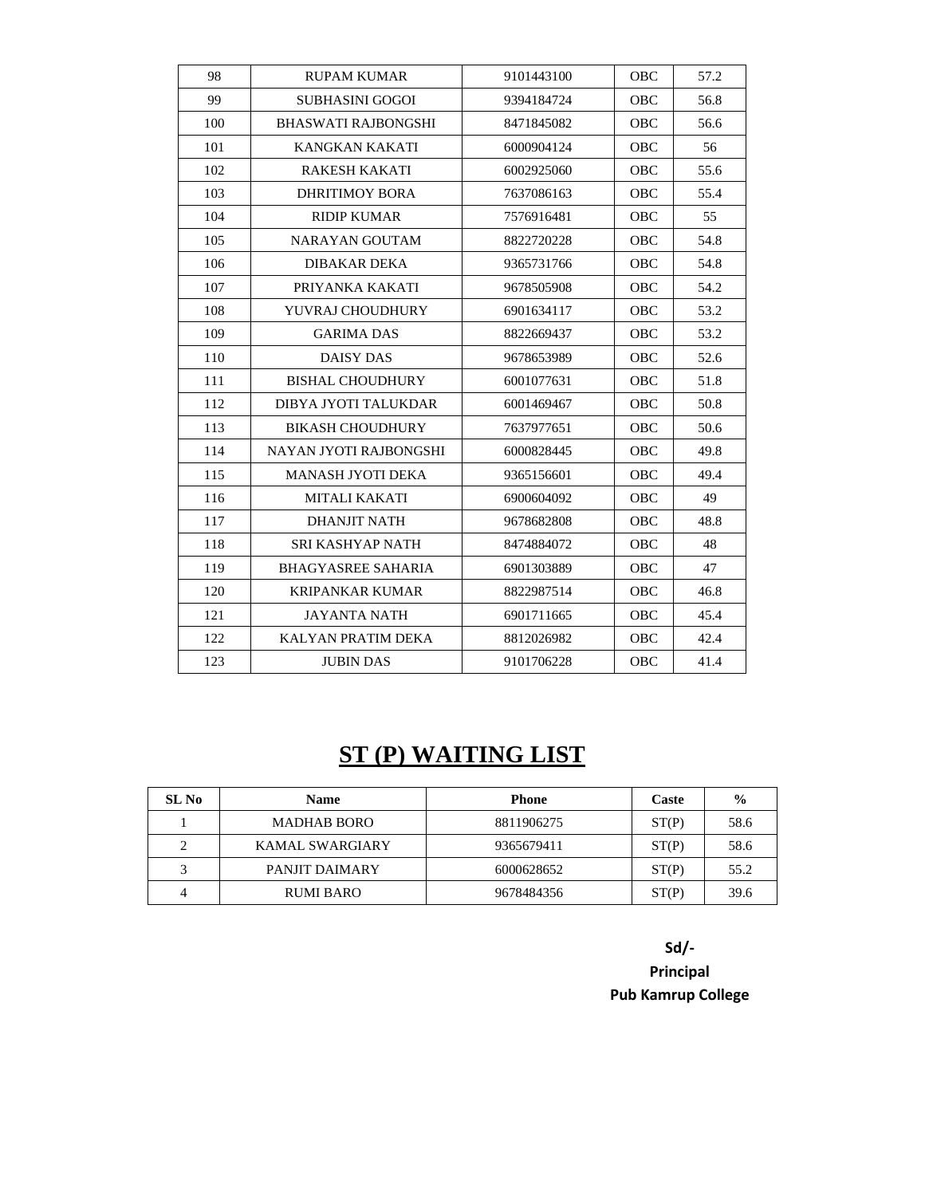| | | | | |
|---|---|---|---|---|
| 98 | RUPAM KUMAR | 9101443100 | OBC | 57.2 |
| 99 | SUBHASINI GOGOI | 9394184724 | OBC | 56.8 |
| 100 | BHASWATI RAJBONGSHI | 8471845082 | OBC | 56.6 |
| 101 | KANGKAN KAKATI | 6000904124 | OBC | 56 |
| 102 | RAKESH KAKATI | 6002925060 | OBC | 55.6 |
| 103 | DHRITIMOY BORA | 7637086163 | OBC | 55.4 |
| 104 | RIDIP KUMAR | 7576916481 | OBC | 55 |
| 105 | NARAYAN GOUTAM | 8822720228 | OBC | 54.8 |
| 106 | DIBAKAR DEKA | 9365731766 | OBC | 54.8 |
| 107 | PRIYANKA KAKATI | 9678505908 | OBC | 54.2 |
| 108 | YUVRAJ CHOUDHURY | 6901634117 | OBC | 53.2 |
| 109 | GARIMA DAS | 8822669437 | OBC | 53.2 |
| 110 | DAISY DAS | 9678653989 | OBC | 52.6 |
| 111 | BISHAL CHOUDHURY | 6001077631 | OBC | 51.8 |
| 112 | DIBYA JYOTI TALUKDAR | 6001469467 | OBC | 50.8 |
| 113 | BIKASH CHOUDHURY | 7637977651 | OBC | 50.6 |
| 114 | NAYAN JYOTI RAJBONGSHI | 6000828445 | OBC | 49.8 |
| 115 | MANASH JYOTI DEKA | 9365156601 | OBC | 49.4 |
| 116 | MITALI KAKATI | 6900604092 | OBC | 49 |
| 117 | DHANJIT NATH | 9678682808 | OBC | 48.8 |
| 118 | SRI KASHYAP NATH | 8474884072 | OBC | 48 |
| 119 | BHAGYASREE SAHARIA | 6901303889 | OBC | 47 |
| 120 | KRIPANKAR KUMAR | 8822987514 | OBC | 46.8 |
| 121 | JAYANTA NATH | 6901711665 | OBC | 45.4 |
| 122 | KALYAN PRATIM DEKA | 8812026982 | OBC | 42.4 |
| 123 | JUBIN DAS | 9101706228 | OBC | 41.4 |

# ST (P) WAITING LIST

| SL No | Name | Phone | Caste | % |
|---|---|---|---|---|
| 1 | MADHAB BORO | 8811906275 | ST(P) | 58.6 |
| 2 | KAMAL SWARGIARY | 9365679411 | ST(P) | 58.6 |
| 3 | PANJIT DAIMARY | 6000628652 | ST(P) | 55.2 |
| 4 | RUMI BARO | 9678484356 | ST(P) | 39.6 |

**Sd/-**

**Principal**

**Pub Kamrup College**